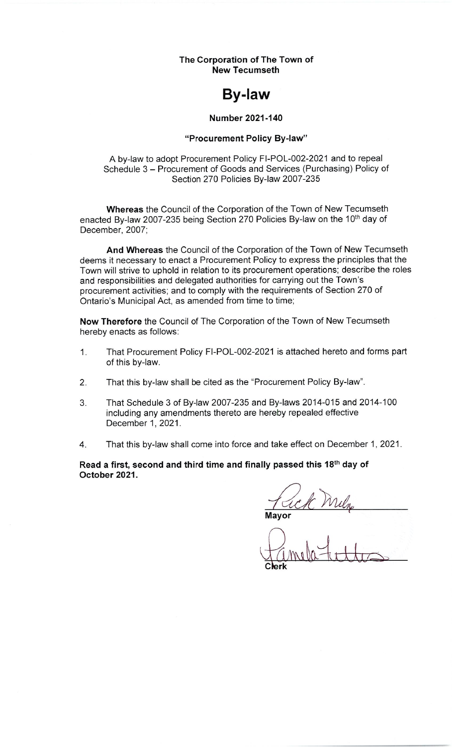**The Corporation of The Town of New Tecumseth**

# By-law

**Number 2021-140**

**"Procurement Policy By-law"**

A by-law to adopt Procurement Policy FI-POL-002-2021 and to repeal Schedule 3 – Procurement of Goods and Services (Purchasing) Policy of Section 270 Policies By-law 2007-235

**Whereas** the Council of the Corporation of the Town of New Tecumseth enacted By-law 2007-235 being Section 270 Policies By-law on the 10th day of December, 2007;

**And Whereas** the Council of the Corporation of the Town of New Tecumseth deems it necessary to enact a Procurement Policy to express the principles that the Town will strive to uphold in relation to its procurement operations; describe the roles and responsibilities and delegated authorities for carrying out the Town's procurement activities; and to comply with the requirements of Section 270 of Ontario's Municipal Act, as amended from time to time;

**Now Therefore** the Council of The Corporation of the Town of New Tecumseth hereby enacts as follows:

1. That Procurement Policy FI-POL-002-2021 is attached hereto and forms part of this by-law.
2. That this by-law shall be cited as the "Procurement Policy By-law".
3. That Schedule 3 of By-law 2007-235 and By-laws 2014-015 and 2014-100 including any amendments thereto are hereby repealed effective December 1, 2021.
4. That this by-law shall come into force and take effect on December 1, 2021.

**Read a first, second and third time and finally passed this 18th day of October 2021.**

Rick Milne

**Mayor**

Pamela Fettes

**Clerk**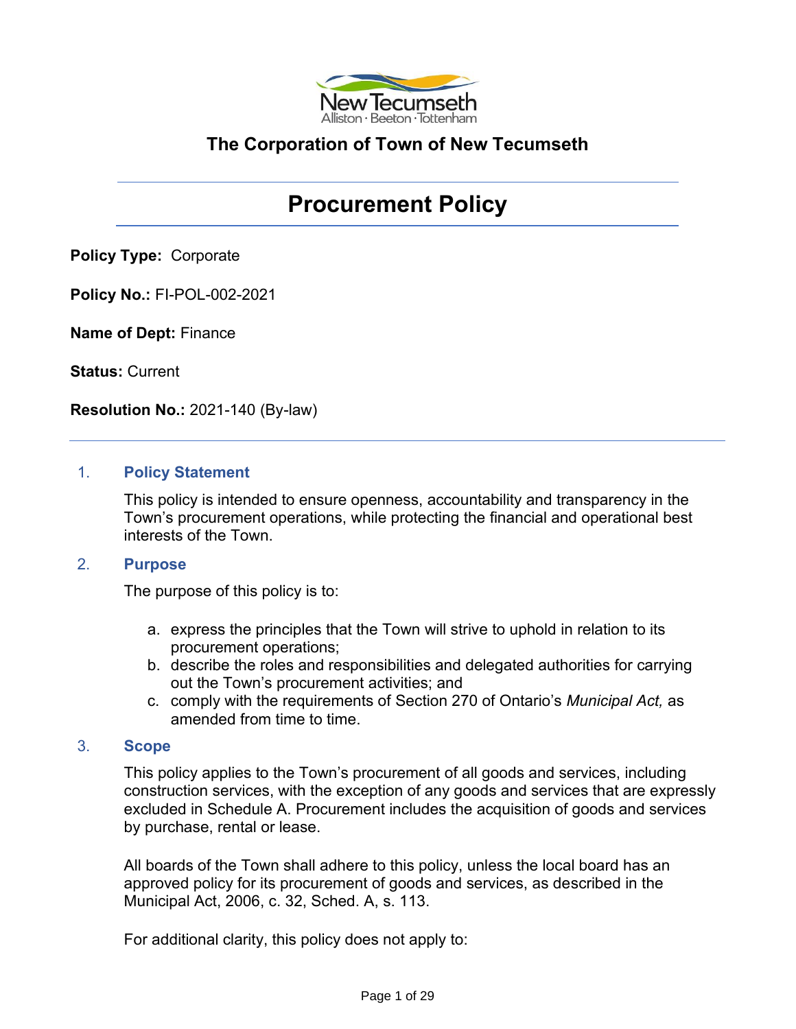**The Corporation of Town of New Tecumseth**

# Procurement Policy

**Policy Type:** Corporate

**Policy No.:** FI-POL-002-2021

**Name of Dept:** Finance

**Status:** Current

**Resolution No.:** 2021-140 (By-law)

---

## 1. Policy Statement

This policy is intended to ensure openness, accountability and transparency in the Town's procurement operations, while protecting the financial and operational best interests of the Town.

## 2. Purpose

The purpose of this policy is to:

a. express the principles that the Town will strive to uphold in relation to its procurement operations;
b. describe the roles and responsibilities and delegated authorities for carrying out the Town's procurement activities; and
c. comply with the requirements of Section 270 of Ontario's *Municipal Act,* as amended from time to time.

## 3. Scope

This policy applies to the Town's procurement of all goods and services, including construction services, with the exception of any goods and services that are expressly excluded in Schedule A. Procurement includes the acquisition of goods and services by purchase, rental or lease.

All boards of the Town shall adhere to this policy, unless the local board has an approved policy for its procurement of goods and services, as described in the Municipal Act, 2006, c. 32, Sched. A, s. 113.

For additional clarity, this policy does not apply to: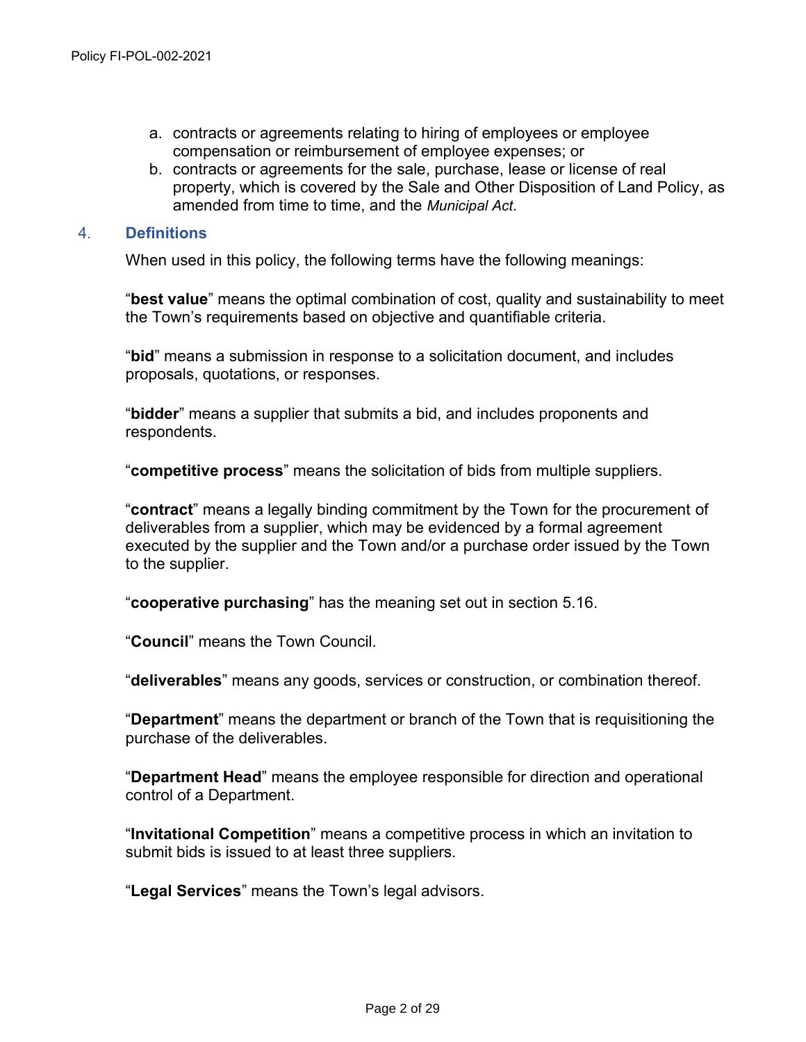a. contracts or agreements relating to hiring of employees or employee compensation or reimbursement of employee expenses; or
b. contracts or agreements for the sale, purchase, lease or license of real property, which is covered by the Sale and Other Disposition of Land Policy, as amended from time to time, and the *Municipal Act*.

## 4. Definitions

When used in this policy, the following terms have the following meanings:

"**best value**" means the optimal combination of cost, quality and sustainability to meet the Town's requirements based on objective and quantifiable criteria.

"**bid**" means a submission in response to a solicitation document, and includes proposals, quotations, or responses.

"**bidder**" means a supplier that submits a bid, and includes proponents and respondents.

"**competitive process**" means the solicitation of bids from multiple suppliers.

"**contract**" means a legally binding commitment by the Town for the procurement of deliverables from a supplier, which may be evidenced by a formal agreement executed by the supplier and the Town and/or a purchase order issued by the Town to the supplier.

"**cooperative purchasing**" has the meaning set out in section 5.16.

"**Council**" means the Town Council.

"**deliverables**" means any goods, services or construction, or combination thereof.

"**Department**" means the department or branch of the Town that is requisitioning the purchase of the deliverables.

"**Department Head**" means the employee responsible for direction and operational control of a Department.

"**Invitational Competition**" means a competitive process in which an invitation to submit bids is issued to at least three suppliers.

"**Legal Services**" means the Town's legal advisors.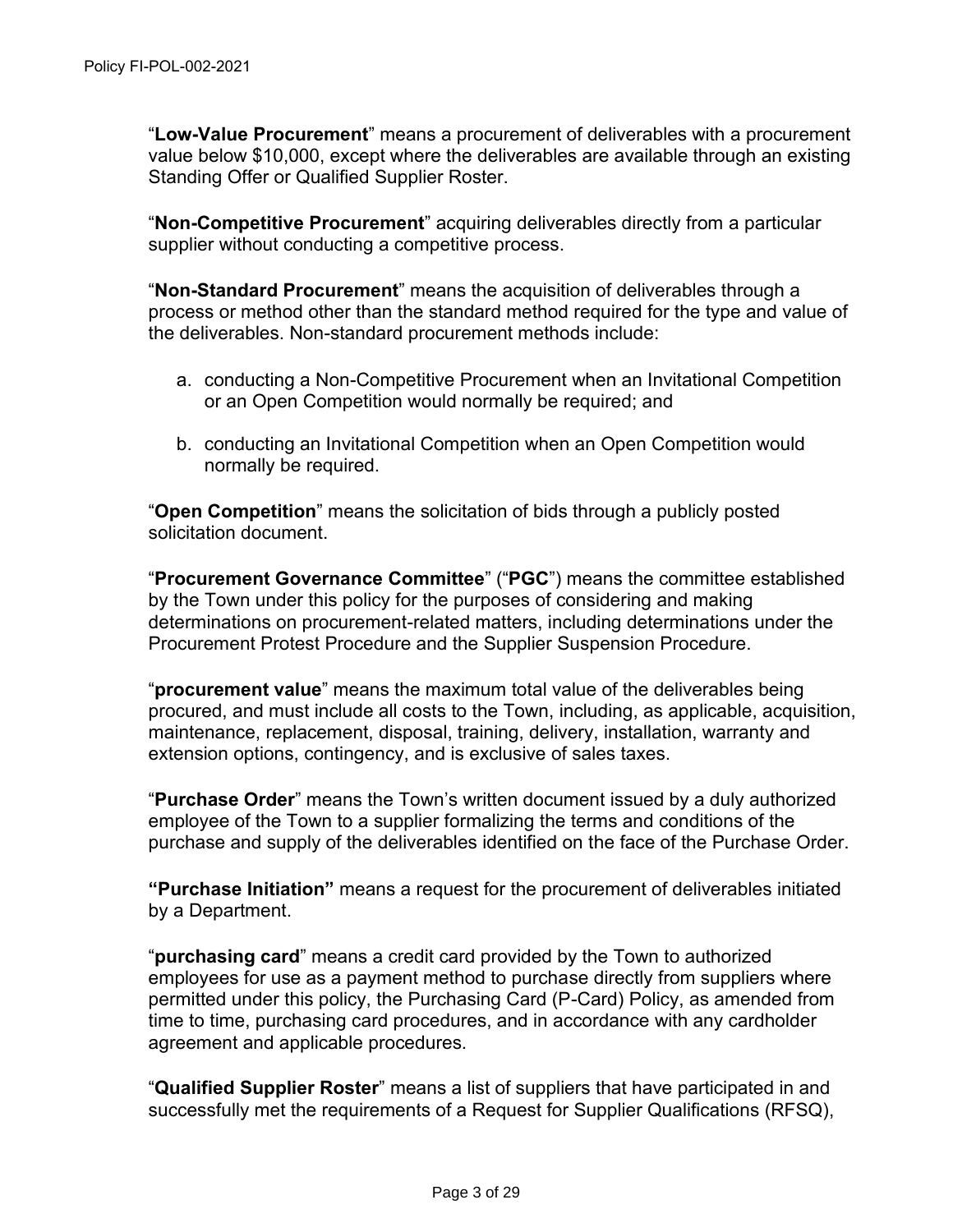"**Low-Value Procurement**" means a procurement of deliverables with a procurement value below $10,000, except where the deliverables are available through an existing Standing Offer or Qualified Supplier Roster.

"**Non-Competitive Procurement**" acquiring deliverables directly from a particular supplier without conducting a competitive process.

"**Non-Standard Procurement**" means the acquisition of deliverables through a process or method other than the standard method required for the type and value of the deliverables. Non-standard procurement methods include:

a. conducting a Non-Competitive Procurement when an Invitational Competition or an Open Competition would normally be required; and

b. conducting an Invitational Competition when an Open Competition would normally be required.

"**Open Competition**" means the solicitation of bids through a publicly posted solicitation document.

"**Procurement Governance Committee**" ("**PGC**") means the committee established by the Town under this policy for the purposes of considering and making determinations on procurement-related matters, including determinations under the Procurement Protest Procedure and the Supplier Suspension Procedure.

"**procurement value**" means the maximum total value of the deliverables being procured, and must include all costs to the Town, including, as applicable, acquisition, maintenance, replacement, disposal, training, delivery, installation, warranty and extension options, contingency, and is exclusive of sales taxes.

"**Purchase Order**" means the Town's written document issued by a duly authorized employee of the Town to a supplier formalizing the terms and conditions of the purchase and supply of the deliverables identified on the face of the Purchase Order.

**"Purchase Initiation"** means a request for the procurement of deliverables initiated by a Department.

"**purchasing card**" means a credit card provided by the Town to authorized employees for use as a payment method to purchase directly from suppliers where permitted under this policy, the Purchasing Card (P-Card) Policy, as amended from time to time, purchasing card procedures, and in accordance with any cardholder agreement and applicable procedures.

"**Qualified Supplier Roster**" means a list of suppliers that have participated in and successfully met the requirements of a Request for Supplier Qualifications (RFSQ),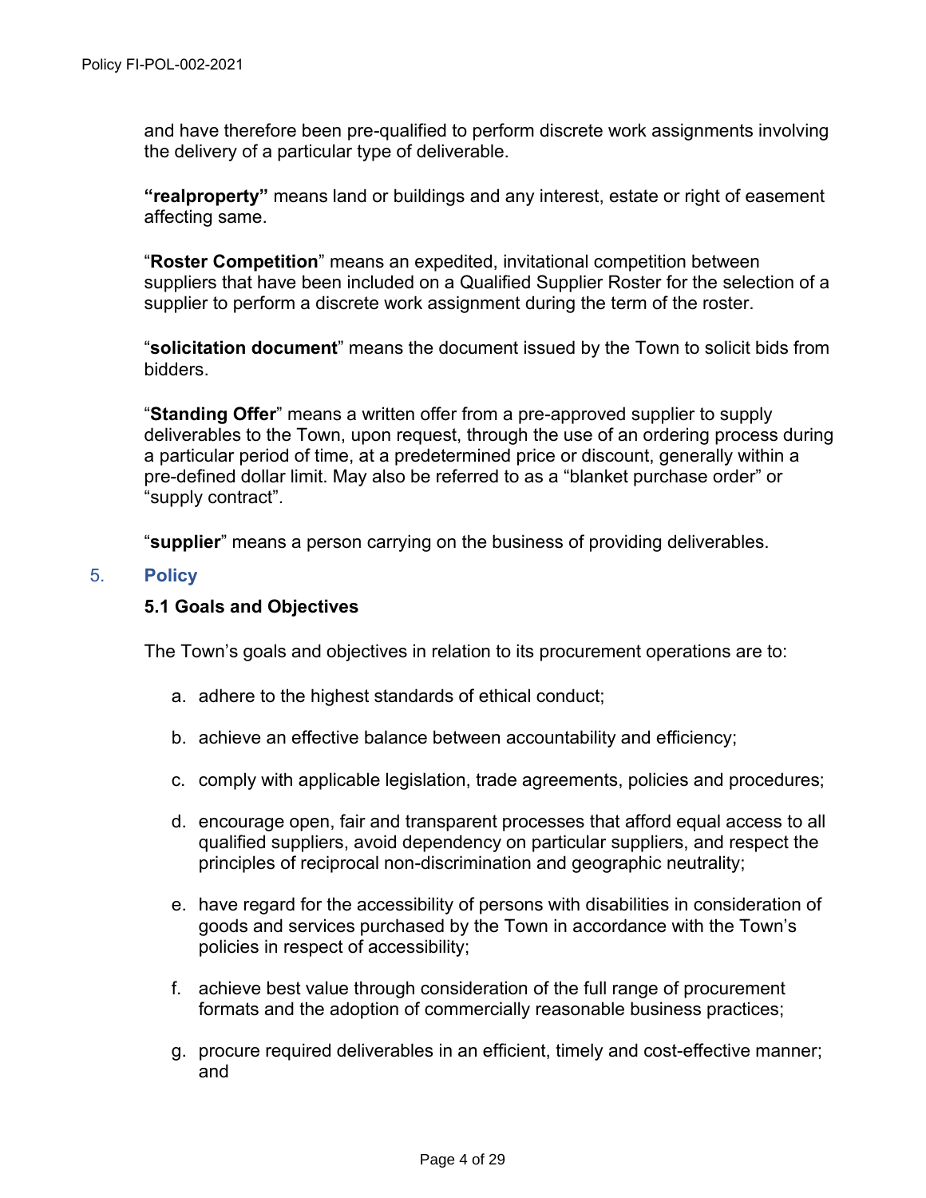and have therefore been pre-qualified to perform discrete work assignments involving the delivery of a particular type of deliverable.

**"realproperty"** means land or buildings and any interest, estate or right of easement affecting same.

"**Roster Competition**" means an expedited, invitational competition between suppliers that have been included on a Qualified Supplier Roster for the selection of a supplier to perform a discrete work assignment during the term of the roster.

"**solicitation document**" means the document issued by the Town to solicit bids from bidders.

"**Standing Offer**" means a written offer from a pre-approved supplier to supply deliverables to the Town, upon request, through the use of an ordering process during a particular period of time, at a predetermined price or discount, generally within a pre-defined dollar limit. May also be referred to as a "blanket purchase order" or "supply contract".

"**supplier**" means a person carrying on the business of providing deliverables.

## 5. Policy

### 5.1 Goals and Objectives

The Town's goals and objectives in relation to its procurement operations are to:

a. adhere to the highest standards of ethical conduct;

b. achieve an effective balance between accountability and efficiency;

c. comply with applicable legislation, trade agreements, policies and procedures;

d. encourage open, fair and transparent processes that afford equal access to all qualified suppliers, avoid dependency on particular suppliers, and respect the principles of reciprocal non-discrimination and geographic neutrality;

e. have regard for the accessibility of persons with disabilities in consideration of goods and services purchased by the Town in accordance with the Town's policies in respect of accessibility;

f. achieve best value through consideration of the full range of procurement formats and the adoption of commercially reasonable business practices;

g. procure required deliverables in an efficient, timely and cost-effective manner; and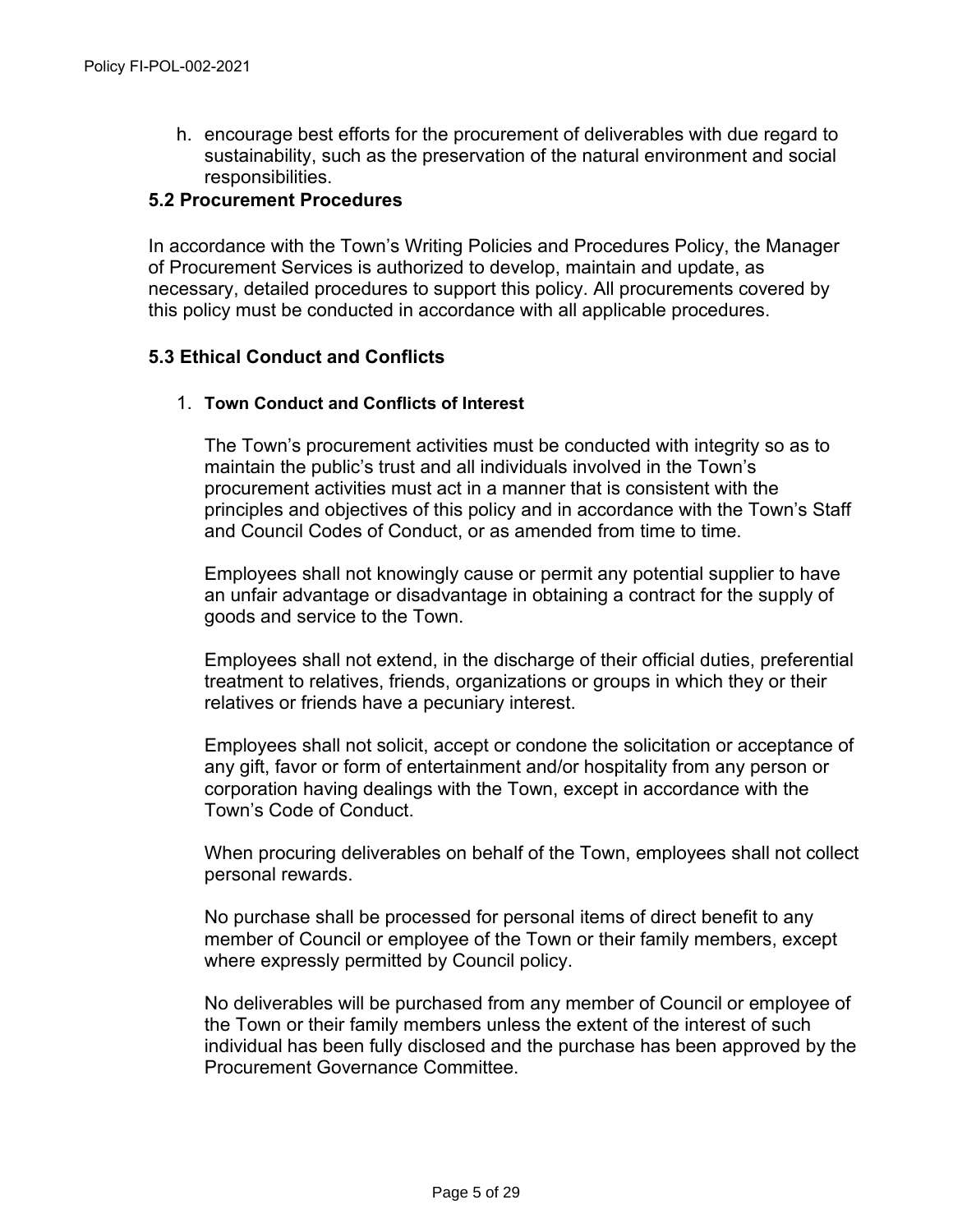h. encourage best efforts for the procurement of deliverables with due regard to sustainability, such as the preservation of the natural environment and social responsibilities.

### 5.2 Procurement Procedures

In accordance with the Town's Writing Policies and Procedures Policy, the Manager of Procurement Services is authorized to develop, maintain and update, as necessary, detailed procedures to support this policy. All procurements covered by this policy must be conducted in accordance with all applicable procedures.

### 5.3 Ethical Conduct and Conflicts

1. **Town Conduct and Conflicts of Interest**

   The Town's procurement activities must be conducted with integrity so as to maintain the public's trust and all individuals involved in the Town's procurement activities must act in a manner that is consistent with the principles and objectives of this policy and in accordance with the Town's Staff and Council Codes of Conduct, or as amended from time to time.

   Employees shall not knowingly cause or permit any potential supplier to have an unfair advantage or disadvantage in obtaining a contract for the supply of goods and service to the Town.

   Employees shall not extend, in the discharge of their official duties, preferential treatment to relatives, friends, organizations or groups in which they or their relatives or friends have a pecuniary interest.

   Employees shall not solicit, accept or condone the solicitation or acceptance of any gift, favor or form of entertainment and/or hospitality from any person or corporation having dealings with the Town, except in accordance with the Town's Code of Conduct.

   When procuring deliverables on behalf of the Town, employees shall not collect personal rewards.

   No purchase shall be processed for personal items of direct benefit to any member of Council or employee of the Town or their family members, except where expressly permitted by Council policy.

   No deliverables will be purchased from any member of Council or employee of the Town or their family members unless the extent of the interest of such individual has been fully disclosed and the purchase has been approved by the Procurement Governance Committee.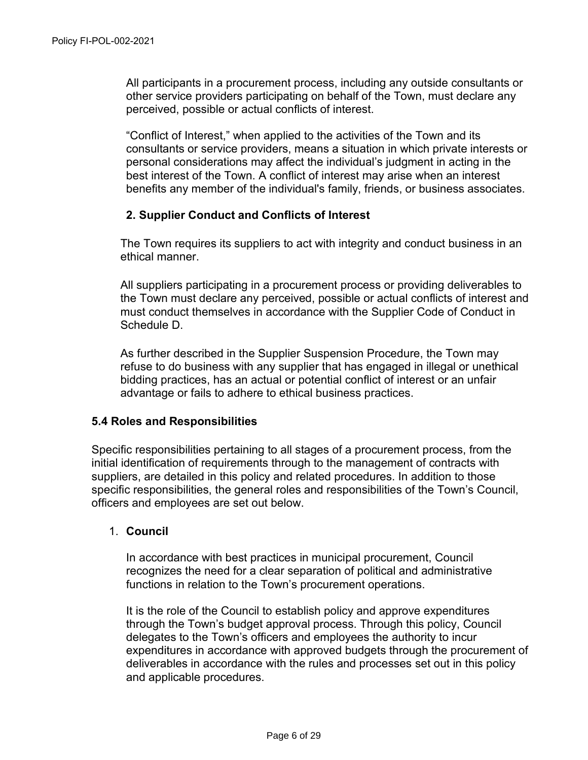All participants in a procurement process, including any outside consultants or other service providers participating on behalf of the Town, must declare any perceived, possible or actual conflicts of interest.

"Conflict of Interest," when applied to the activities of the Town and its consultants or service providers, means a situation in which private interests or personal considerations may affect the individual's judgment in acting in the best interest of the Town. A conflict of interest may arise when an interest benefits any member of the individual's family, friends, or business associates.

**2. Supplier Conduct and Conflicts of Interest**

The Town requires its suppliers to act with integrity and conduct business in an ethical manner.

All suppliers participating in a procurement process or providing deliverables to the Town must declare any perceived, possible or actual conflicts of interest and must conduct themselves in accordance with the Supplier Code of Conduct in Schedule D.

As further described in the Supplier Suspension Procedure, the Town may refuse to do business with any supplier that has engaged in illegal or unethical bidding practices, has an actual or potential conflict of interest or an unfair advantage or fails to adhere to ethical business practices.

### 5.4 Roles and Responsibilities

Specific responsibilities pertaining to all stages of a procurement process, from the initial identification of requirements through to the management of contracts with suppliers, are detailed in this policy and related procedures. In addition to those specific responsibilities, the general roles and responsibilities of the Town's Council, officers and employees are set out below.

1. **Council**

   In accordance with best practices in municipal procurement, Council recognizes the need for a clear separation of political and administrative functions in relation to the Town's procurement operations.

   It is the role of the Council to establish policy and approve expenditures through the Town's budget approval process. Through this policy, Council delegates to the Town's officers and employees the authority to incur expenditures in accordance with approved budgets through the procurement of deliverables in accordance with the rules and processes set out in this policy and applicable procedures.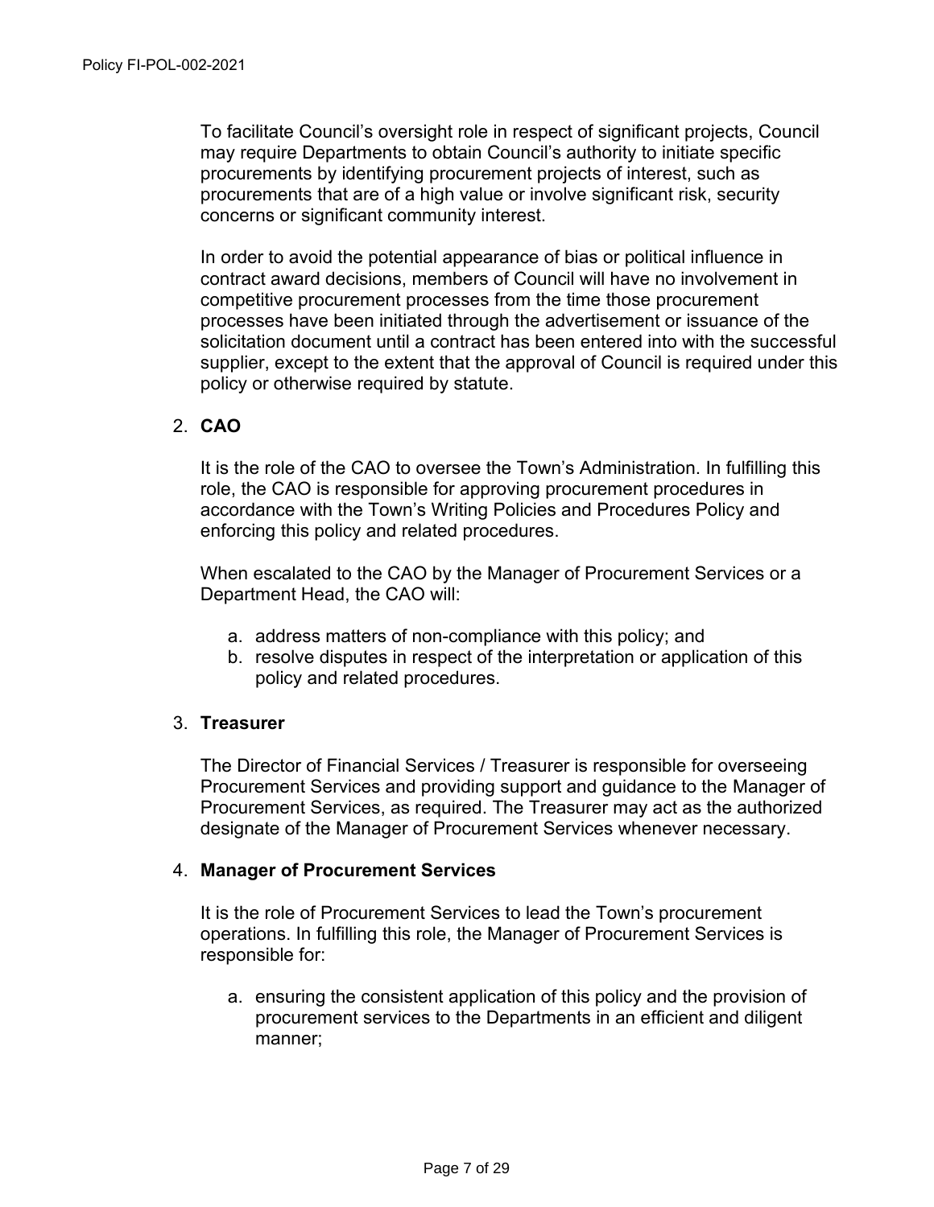To facilitate Council's oversight role in respect of significant projects, Council may require Departments to obtain Council's authority to initiate specific procurements by identifying procurement projects of interest, such as procurements that are of a high value or involve significant risk, security concerns or significant community interest.

In order to avoid the potential appearance of bias or political influence in contract award decisions, members of Council will have no involvement in competitive procurement processes from the time those procurement processes have been initiated through the advertisement or issuance of the solicitation document until a contract has been entered into with the successful supplier, except to the extent that the approval of Council is required under this policy or otherwise required by statute.

2. **CAO**

   It is the role of the CAO to oversee the Town's Administration. In fulfilling this role, the CAO is responsible for approving procurement procedures in accordance with the Town's Writing Policies and Procedures Policy and enforcing this policy and related procedures.

   When escalated to the CAO by the Manager of Procurement Services or a Department Head, the CAO will:

   a. address matters of non-compliance with this policy; and
   b. resolve disputes in respect of the interpretation or application of this policy and related procedures.

3. **Treasurer**

   The Director of Financial Services / Treasurer is responsible for overseeing Procurement Services and providing support and guidance to the Manager of Procurement Services, as required. The Treasurer may act as the authorized designate of the Manager of Procurement Services whenever necessary.

4. **Manager of Procurement Services**

   It is the role of Procurement Services to lead the Town's procurement operations. In fulfilling this role, the Manager of Procurement Services is responsible for:

   a. ensuring the consistent application of this policy and the provision of procurement services to the Departments in an efficient and diligent manner;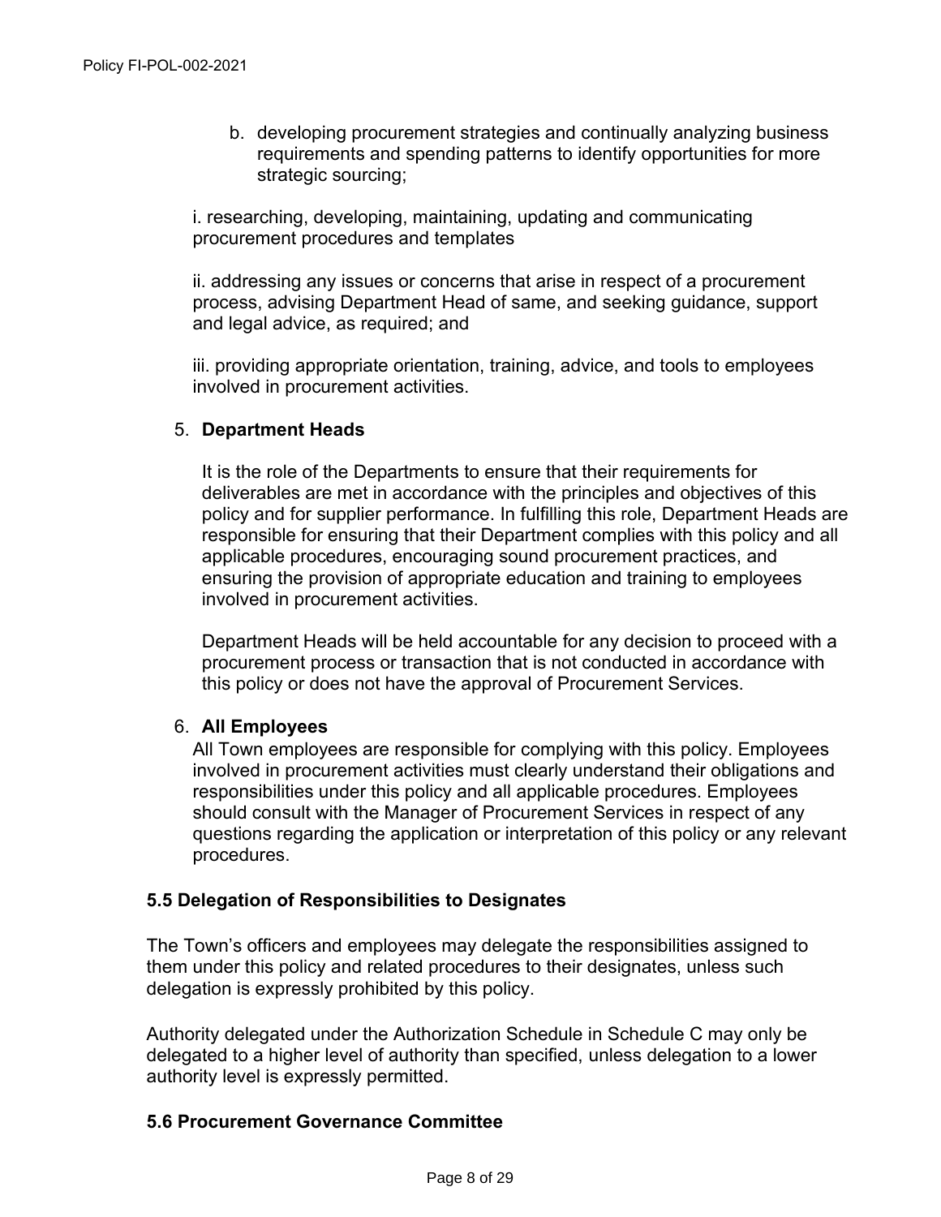b. developing procurement strategies and continually analyzing business requirements and spending patterns to identify opportunities for more strategic sourcing;

i. researching, developing, maintaining, updating and communicating procurement procedures and templates

ii. addressing any issues or concerns that arise in respect of a procurement process, advising Department Head of same, and seeking guidance, support and legal advice, as required; and

iii. providing appropriate orientation, training, advice, and tools to employees involved in procurement activities.

5. **Department Heads**

   It is the role of the Departments to ensure that their requirements for deliverables are met in accordance with the principles and objectives of this policy and for supplier performance. In fulfilling this role, Department Heads are responsible for ensuring that their Department complies with this policy and all applicable procedures, encouraging sound procurement practices, and ensuring the provision of appropriate education and training to employees involved in procurement activities.

   Department Heads will be held accountable for any decision to proceed with a procurement process or transaction that is not conducted in accordance with this policy or does not have the approval of Procurement Services.

6. **All Employees**

   All Town employees are responsible for complying with this policy. Employees involved in procurement activities must clearly understand their obligations and responsibilities under this policy and all applicable procedures. Employees should consult with the Manager of Procurement Services in respect of any questions regarding the application or interpretation of this policy or any relevant procedures.

### 5.5 Delegation of Responsibilities to Designates

The Town's officers and employees may delegate the responsibilities assigned to them under this policy and related procedures to their designates, unless such delegation is expressly prohibited by this policy.

Authority delegated under the Authorization Schedule in Schedule C may only be delegated to a higher level of authority than specified, unless delegation to a lower authority level is expressly permitted.

### 5.6 Procurement Governance Committee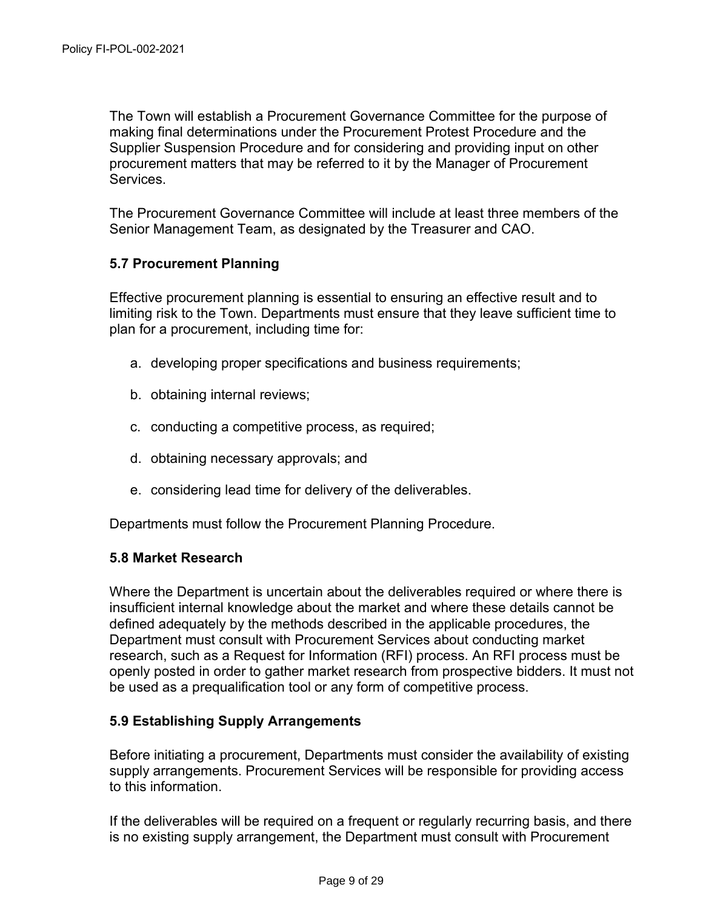The Town will establish a Procurement Governance Committee for the purpose of making final determinations under the Procurement Protest Procedure and the Supplier Suspension Procedure and for considering and providing input on other procurement matters that may be referred to it by the Manager of Procurement Services.

The Procurement Governance Committee will include at least three members of the Senior Management Team, as designated by the Treasurer and CAO.

### 5.7 Procurement Planning

Effective procurement planning is essential to ensuring an effective result and to limiting risk to the Town. Departments must ensure that they leave sufficient time to plan for a procurement, including time for:

a. developing proper specifications and business requirements;

b. obtaining internal reviews;

c. conducting a competitive process, as required;

d. obtaining necessary approvals; and

e. considering lead time for delivery of the deliverables.

Departments must follow the Procurement Planning Procedure.

### 5.8 Market Research

Where the Department is uncertain about the deliverables required or where there is insufficient internal knowledge about the market and where these details cannot be defined adequately by the methods described in the applicable procedures, the Department must consult with Procurement Services about conducting market research, such as a Request for Information (RFI) process. An RFI process must be openly posted in order to gather market research from prospective bidders. It must not be used as a prequalification tool or any form of competitive process.

### 5.9 Establishing Supply Arrangements

Before initiating a procurement, Departments must consider the availability of existing supply arrangements. Procurement Services will be responsible for providing access to this information.

If the deliverables will be required on a frequent or regularly recurring basis, and there is no existing supply arrangement, the Department must consult with Procurement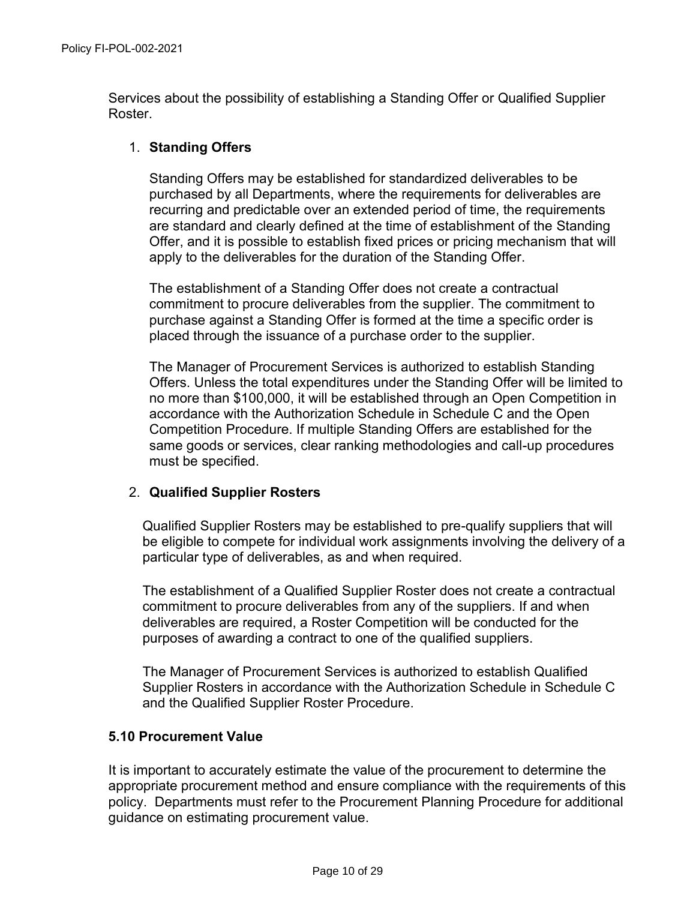Services about the possibility of establishing a Standing Offer or Qualified Supplier Roster.

1. **Standing Offers**

   Standing Offers may be established for standardized deliverables to be purchased by all Departments, where the requirements for deliverables are recurring and predictable over an extended period of time, the requirements are standard and clearly defined at the time of establishment of the Standing Offer, and it is possible to establish fixed prices or pricing mechanism that will apply to the deliverables for the duration of the Standing Offer.

   The establishment of a Standing Offer does not create a contractual commitment to procure deliverables from the supplier. The commitment to purchase against a Standing Offer is formed at the time a specific order is placed through the issuance of a purchase order to the supplier.

   The Manager of Procurement Services is authorized to establish Standing Offers. Unless the total expenditures under the Standing Offer will be limited to no more than $100,000, it will be established through an Open Competition in accordance with the Authorization Schedule in Schedule C and the Open Competition Procedure. If multiple Standing Offers are established for the same goods or services, clear ranking methodologies and call-up procedures must be specified.

2. **Qualified Supplier Rosters**

   Qualified Supplier Rosters may be established to pre-qualify suppliers that will be eligible to compete for individual work assignments involving the delivery of a particular type of deliverables, as and when required.

   The establishment of a Qualified Supplier Roster does not create a contractual commitment to procure deliverables from any of the suppliers. If and when deliverables are required, a Roster Competition will be conducted for the purposes of awarding a contract to one of the qualified suppliers.

   The Manager of Procurement Services is authorized to establish Qualified Supplier Rosters in accordance with the Authorization Schedule in Schedule C and the Qualified Supplier Roster Procedure.

### 5.10 Procurement Value

It is important to accurately estimate the value of the procurement to determine the appropriate procurement method and ensure compliance with the requirements of this policy. Departments must refer to the Procurement Planning Procedure for additional guidance on estimating procurement value.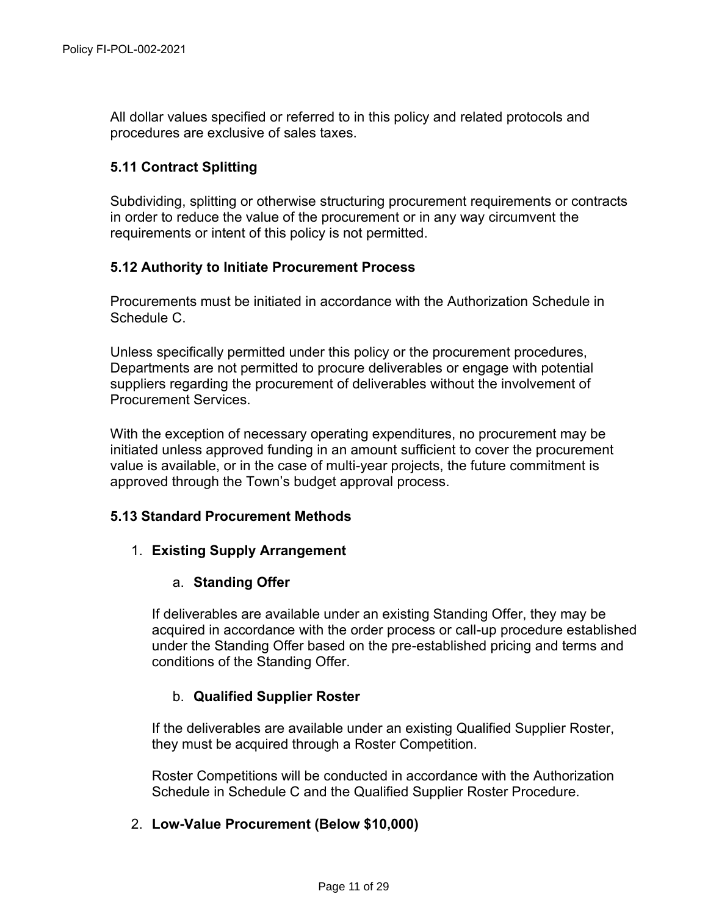All dollar values specified or referred to in this policy and related protocols and procedures are exclusive of sales taxes.

### 5.11 Contract Splitting

Subdividing, splitting or otherwise structuring procurement requirements or contracts in order to reduce the value of the procurement or in any way circumvent the requirements or intent of this policy is not permitted.

### 5.12 Authority to Initiate Procurement Process

Procurements must be initiated in accordance with the Authorization Schedule in Schedule C.

Unless specifically permitted under this policy or the procurement procedures, Departments are not permitted to procure deliverables or engage with potential suppliers regarding the procurement of deliverables without the involvement of Procurement Services.

With the exception of necessary operating expenditures, no procurement may be initiated unless approved funding in an amount sufficient to cover the procurement value is available, or in the case of multi-year projects, the future commitment is approved through the Town's budget approval process.

### 5.13 Standard Procurement Methods

1. **Existing Supply Arrangement**

   a. **Standing Offer**

   If deliverables are available under an existing Standing Offer, they may be acquired in accordance with the order process or call-up procedure established under the Standing Offer based on the pre-established pricing and terms and conditions of the Standing Offer.

   b. **Qualified Supplier Roster**

   If the deliverables are available under an existing Qualified Supplier Roster, they must be acquired through a Roster Competition.

   Roster Competitions will be conducted in accordance with the Authorization Schedule in Schedule C and the Qualified Supplier Roster Procedure.

2. **Low-Value Procurement (Below $10,000)**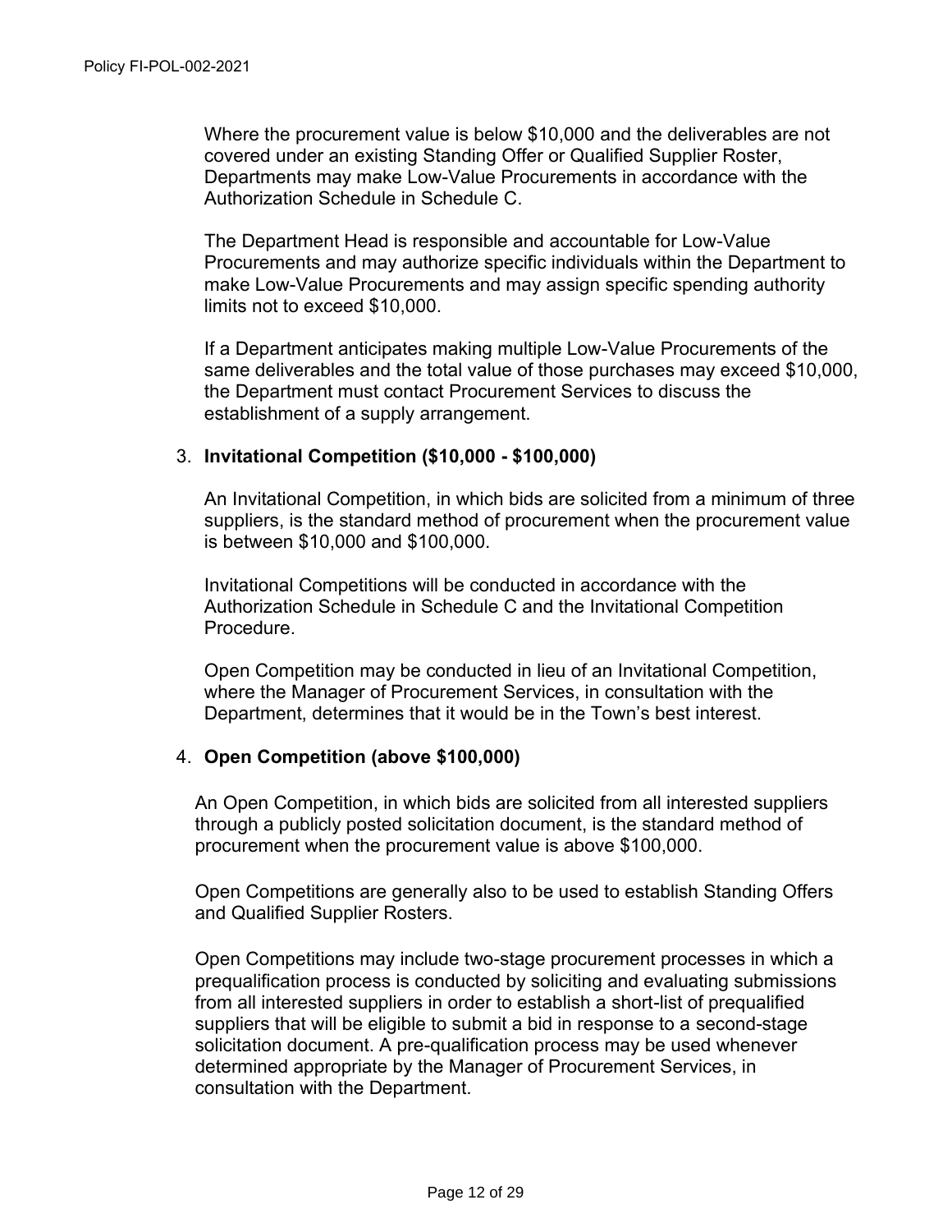Where the procurement value is below $10,000 and the deliverables are not covered under an existing Standing Offer or Qualified Supplier Roster, Departments may make Low-Value Procurements in accordance with the Authorization Schedule in Schedule C.

The Department Head is responsible and accountable for Low-Value Procurements and may authorize specific individuals within the Department to make Low-Value Procurements and may assign specific spending authority limits not to exceed $10,000.

If a Department anticipates making multiple Low-Value Procurements of the same deliverables and the total value of those purchases may exceed $10,000, the Department must contact Procurement Services to discuss the establishment of a supply arrangement.

3. **Invitational Competition ($10,000 - $100,000)**

   An Invitational Competition, in which bids are solicited from a minimum of three suppliers, is the standard method of procurement when the procurement value is between $10,000 and $100,000.

   Invitational Competitions will be conducted in accordance with the Authorization Schedule in Schedule C and the Invitational Competition Procedure.

   Open Competition may be conducted in lieu of an Invitational Competition, where the Manager of Procurement Services, in consultation with the Department, determines that it would be in the Town's best interest.

4. **Open Competition (above $100,000)**

   An Open Competition, in which bids are solicited from all interested suppliers through a publicly posted solicitation document, is the standard method of procurement when the procurement value is above $100,000.

   Open Competitions are generally also to be used to establish Standing Offers and Qualified Supplier Rosters.

   Open Competitions may include two-stage procurement processes in which a prequalification process is conducted by soliciting and evaluating submissions from all interested suppliers in order to establish a short-list of prequalified suppliers that will be eligible to submit a bid in response to a second-stage solicitation document. A pre-qualification process may be used whenever determined appropriate by the Manager of Procurement Services, in consultation with the Department.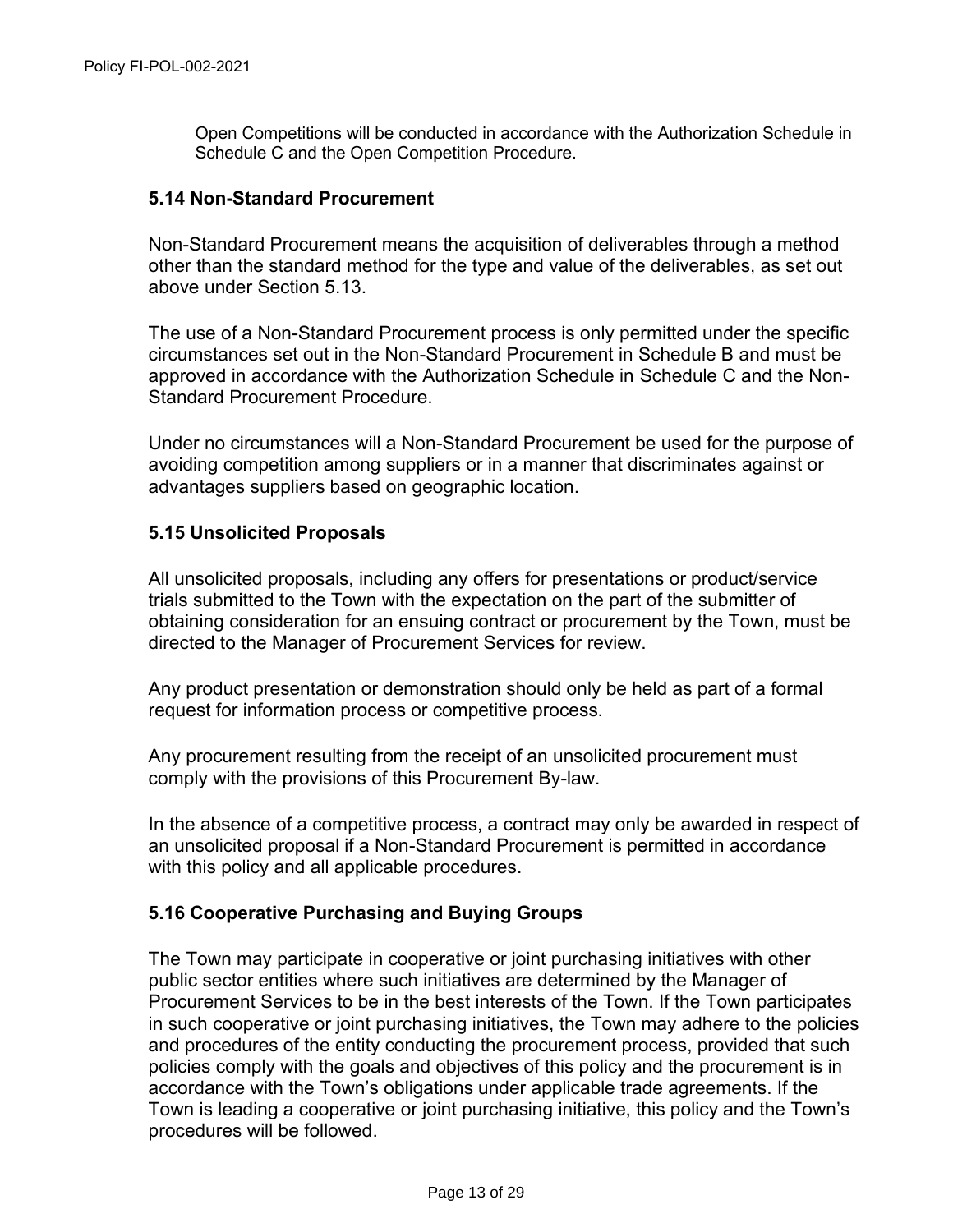Open Competitions will be conducted in accordance with the Authorization Schedule in Schedule C and the Open Competition Procedure.

### 5.14 Non-Standard Procurement

Non-Standard Procurement means the acquisition of deliverables through a method other than the standard method for the type and value of the deliverables, as set out above under Section 5.13.

The use of a Non-Standard Procurement process is only permitted under the specific circumstances set out in the Non-Standard Procurement in Schedule B and must be approved in accordance with the Authorization Schedule in Schedule C and the Non-Standard Procurement Procedure.

Under no circumstances will a Non-Standard Procurement be used for the purpose of avoiding competition among suppliers or in a manner that discriminates against or advantages suppliers based on geographic location.

### 5.15 Unsolicited Proposals

All unsolicited proposals, including any offers for presentations or product/service trials submitted to the Town with the expectation on the part of the submitter of obtaining consideration for an ensuing contract or procurement by the Town, must be directed to the Manager of Procurement Services for review.

Any product presentation or demonstration should only be held as part of a formal request for information process or competitive process.

Any procurement resulting from the receipt of an unsolicited procurement must comply with the provisions of this Procurement By-law.

In the absence of a competitive process, a contract may only be awarded in respect of an unsolicited proposal if a Non-Standard Procurement is permitted in accordance with this policy and all applicable procedures.

### 5.16 Cooperative Purchasing and Buying Groups

The Town may participate in cooperative or joint purchasing initiatives with other public sector entities where such initiatives are determined by the Manager of Procurement Services to be in the best interests of the Town. If the Town participates in such cooperative or joint purchasing initiatives, the Town may adhere to the policies and procedures of the entity conducting the procurement process, provided that such policies comply with the goals and objectives of this policy and the procurement is in accordance with the Town's obligations under applicable trade agreements. If the Town is leading a cooperative or joint purchasing initiative, this policy and the Town's procedures will be followed.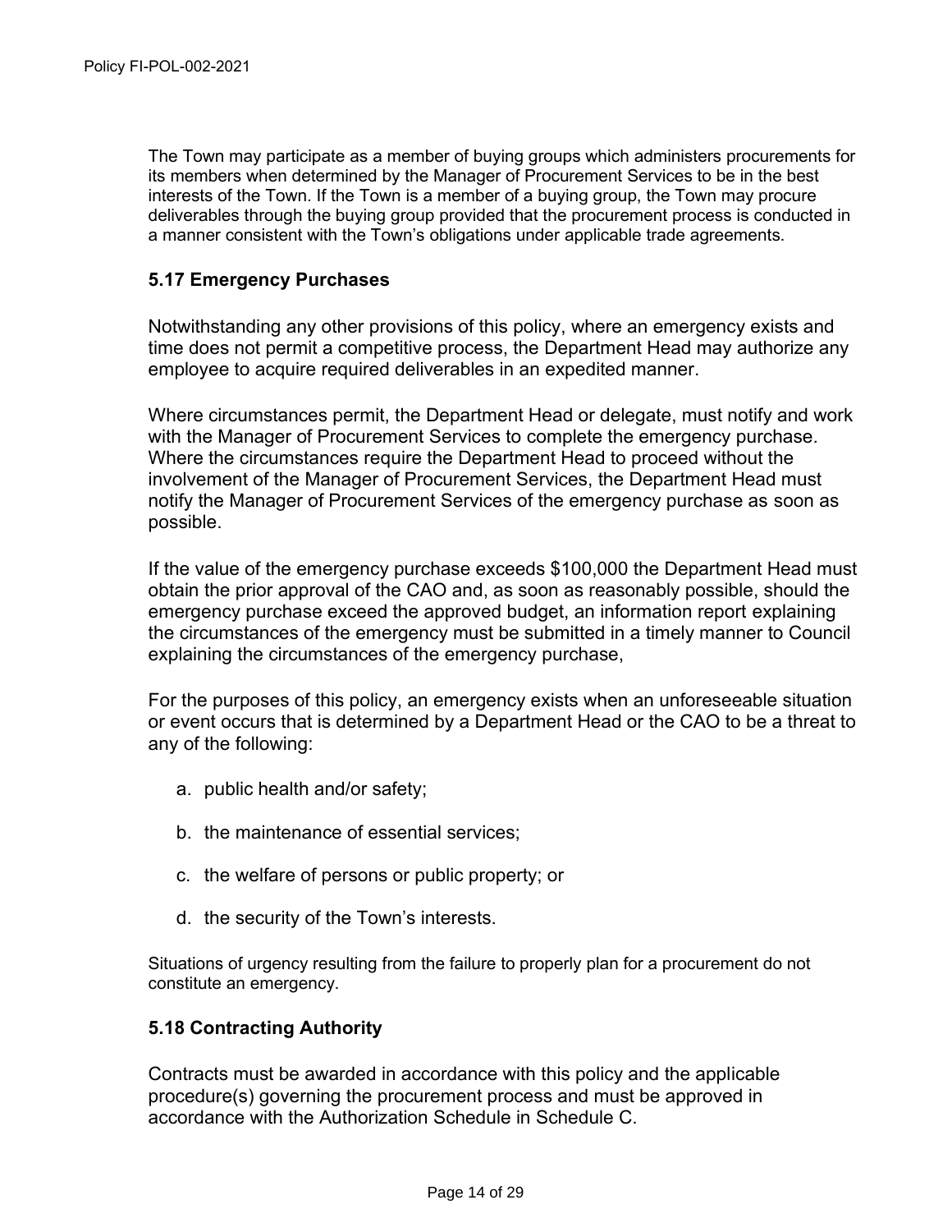The Town may participate as a member of buying groups which administers procurements for its members when determined by the Manager of Procurement Services to be in the best interests of the Town. If the Town is a member of a buying group, the Town may procure deliverables through the buying group provided that the procurement process is conducted in a manner consistent with the Town's obligations under applicable trade agreements.

### 5.17 Emergency Purchases

Notwithstanding any other provisions of this policy, where an emergency exists and time does not permit a competitive process, the Department Head may authorize any employee to acquire required deliverables in an expedited manner.

Where circumstances permit, the Department Head or delegate, must notify and work with the Manager of Procurement Services to complete the emergency purchase. Where the circumstances require the Department Head to proceed without the involvement of the Manager of Procurement Services, the Department Head must notify the Manager of Procurement Services of the emergency purchase as soon as possible.

If the value of the emergency purchase exceeds $100,000 the Department Head must obtain the prior approval of the CAO and, as soon as reasonably possible, should the emergency purchase exceed the approved budget, an information report explaining the circumstances of the emergency must be submitted in a timely manner to Council explaining the circumstances of the emergency purchase,

For the purposes of this policy, an emergency exists when an unforeseeable situation or event occurs that is determined by a Department Head or the CAO to be a threat to any of the following:

a. public health and/or safety;

b. the maintenance of essential services;

c. the welfare of persons or public property; or

d. the security of the Town's interests.

Situations of urgency resulting from the failure to properly plan for a procurement do not constitute an emergency.

### 5.18 Contracting Authority

Contracts must be awarded in accordance with this policy and the applicable procedure(s) governing the procurement process and must be approved in accordance with the Authorization Schedule in Schedule C.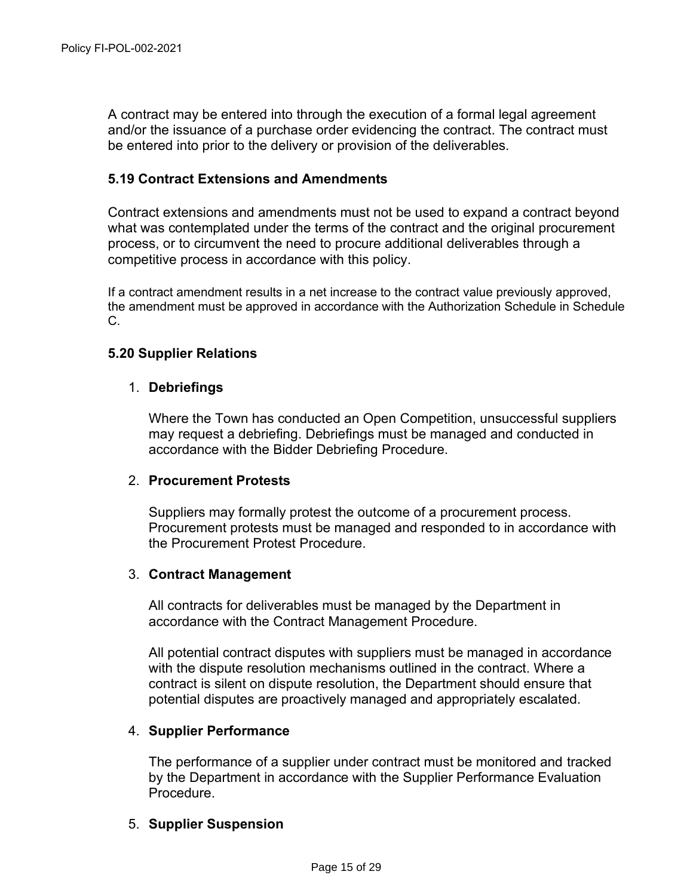A contract may be entered into through the execution of a formal legal agreement and/or the issuance of a purchase order evidencing the contract. The contract must be entered into prior to the delivery or provision of the deliverables.

### 5.19 Contract Extensions and Amendments

Contract extensions and amendments must not be used to expand a contract beyond what was contemplated under the terms of the contract and the original procurement process, or to circumvent the need to procure additional deliverables through a competitive process in accordance with this policy.

If a contract amendment results in a net increase to the contract value previously approved, the amendment must be approved in accordance with the Authorization Schedule in Schedule C.

### 5.20 Supplier Relations

1. **Debriefings**

   Where the Town has conducted an Open Competition, unsuccessful suppliers may request a debriefing. Debriefings must be managed and conducted in accordance with the Bidder Debriefing Procedure.

2. **Procurement Protests**

   Suppliers may formally protest the outcome of a procurement process. Procurement protests must be managed and responded to in accordance with the Procurement Protest Procedure.

3. **Contract Management**

   All contracts for deliverables must be managed by the Department in accordance with the Contract Management Procedure.

   All potential contract disputes with suppliers must be managed in accordance with the dispute resolution mechanisms outlined in the contract. Where a contract is silent on dispute resolution, the Department should ensure that potential disputes are proactively managed and appropriately escalated.

4. **Supplier Performance**

   The performance of a supplier under contract must be monitored and tracked by the Department in accordance with the Supplier Performance Evaluation Procedure.

5. **Supplier Suspension**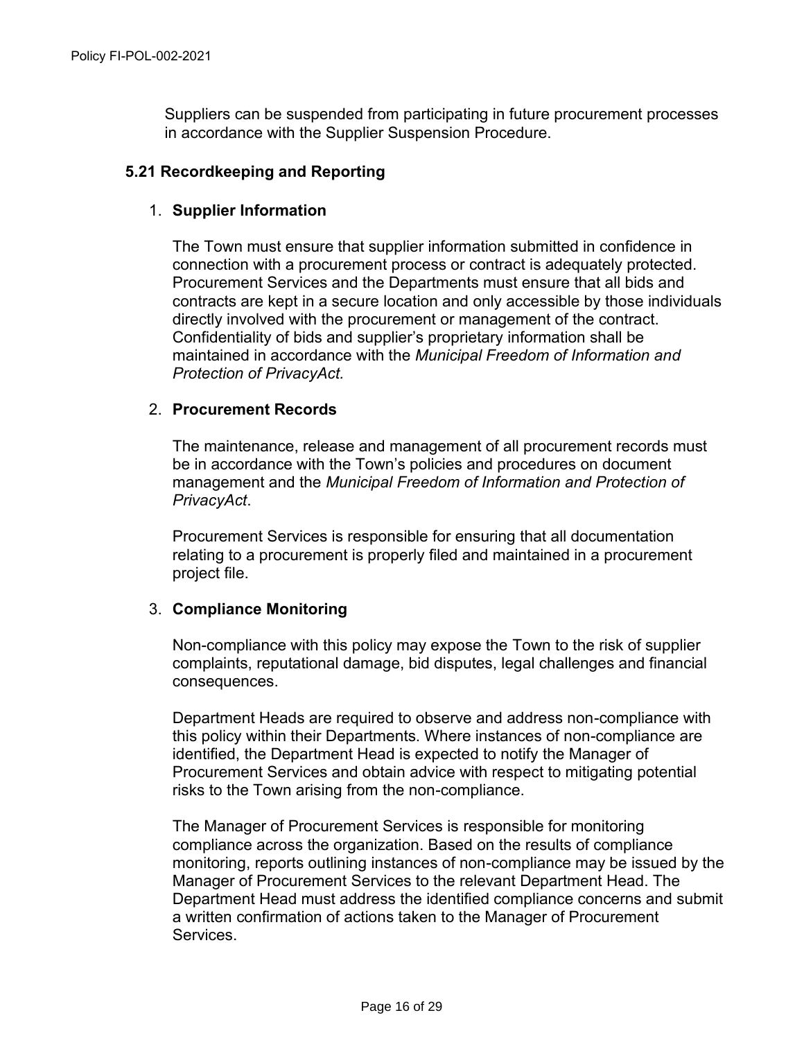Suppliers can be suspended from participating in future procurement processes in accordance with the Supplier Suspension Procedure.

### 5.21 Recordkeeping and Reporting

1. **Supplier Information**

   The Town must ensure that supplier information submitted in confidence in connection with a procurement process or contract is adequately protected. Procurement Services and the Departments must ensure that all bids and contracts are kept in a secure location and only accessible by those individuals directly involved with the procurement or management of the contract. Confidentiality of bids and supplier's proprietary information shall be maintained in accordance with the *Municipal Freedom of Information and Protection of PrivacyAct.*

2. **Procurement Records**

   The maintenance, release and management of all procurement records must be in accordance with the Town's policies and procedures on document management and the *Municipal Freedom of Information and Protection of PrivacyAct*.

   Procurement Services is responsible for ensuring that all documentation relating to a procurement is properly filed and maintained in a procurement project file.

3. **Compliance Monitoring**

   Non-compliance with this policy may expose the Town to the risk of supplier complaints, reputational damage, bid disputes, legal challenges and financial consequences.

   Department Heads are required to observe and address non-compliance with this policy within their Departments. Where instances of non-compliance are identified, the Department Head is expected to notify the Manager of Procurement Services and obtain advice with respect to mitigating potential risks to the Town arising from the non-compliance.

   The Manager of Procurement Services is responsible for monitoring compliance across the organization. Based on the results of compliance monitoring, reports outlining instances of non-compliance may be issued by the Manager of Procurement Services to the relevant Department Head. The Department Head must address the identified compliance concerns and submit a written confirmation of actions taken to the Manager of Procurement Services.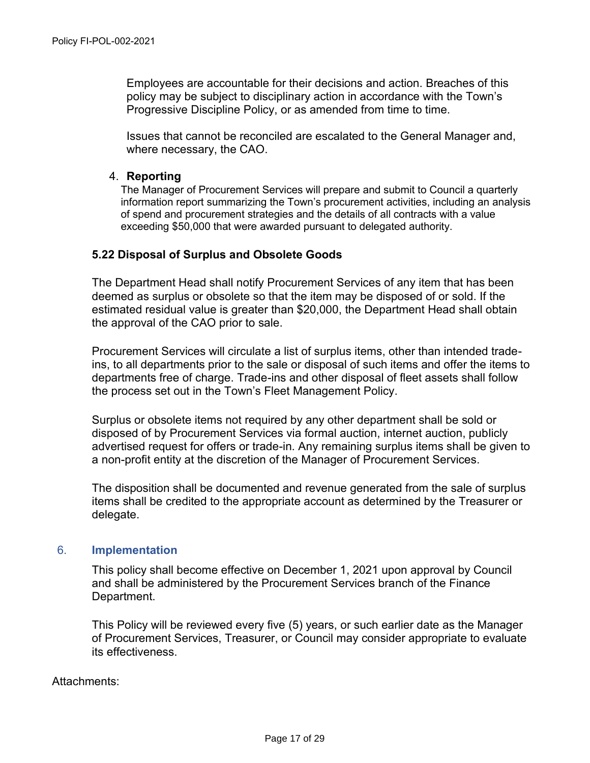Employees are accountable for their decisions and action. Breaches of this policy may be subject to disciplinary action in accordance with the Town's Progressive Discipline Policy, or as amended from time to time.

Issues that cannot be reconciled are escalated to the General Manager and, where necessary, the CAO.

4. **Reporting**

The Manager of Procurement Services will prepare and submit to Council a quarterly information report summarizing the Town's procurement activities, including an analysis of spend and procurement strategies and the details of all contracts with a value exceeding $50,000 that were awarded pursuant to delegated authority.

### 5.22 Disposal of Surplus and Obsolete Goods

The Department Head shall notify Procurement Services of any item that has been deemed as surplus or obsolete so that the item may be disposed of or sold. If the estimated residual value is greater than $20,000, the Department Head shall obtain the approval of the CAO prior to sale.

Procurement Services will circulate a list of surplus items, other than intended trade-ins, to all departments prior to the sale or disposal of such items and offer the items to departments free of charge. Trade-ins and other disposal of fleet assets shall follow the process set out in the Town's Fleet Management Policy.

Surplus or obsolete items not required by any other department shall be sold or disposed of by Procurement Services via formal auction, internet auction, publicly advertised request for offers or trade-in. Any remaining surplus items shall be given to a non-profit entity at the discretion of the Manager of Procurement Services.

The disposition shall be documented and revenue generated from the sale of surplus items shall be credited to the appropriate account as determined by the Treasurer or delegate.

## 6. Implementation

This policy shall become effective on December 1, 2021 upon approval by Council and shall be administered by the Procurement Services branch of the Finance Department.

This Policy will be reviewed every five (5) years, or such earlier date as the Manager of Procurement Services, Treasurer, or Council may consider appropriate to evaluate its effectiveness.

Attachments: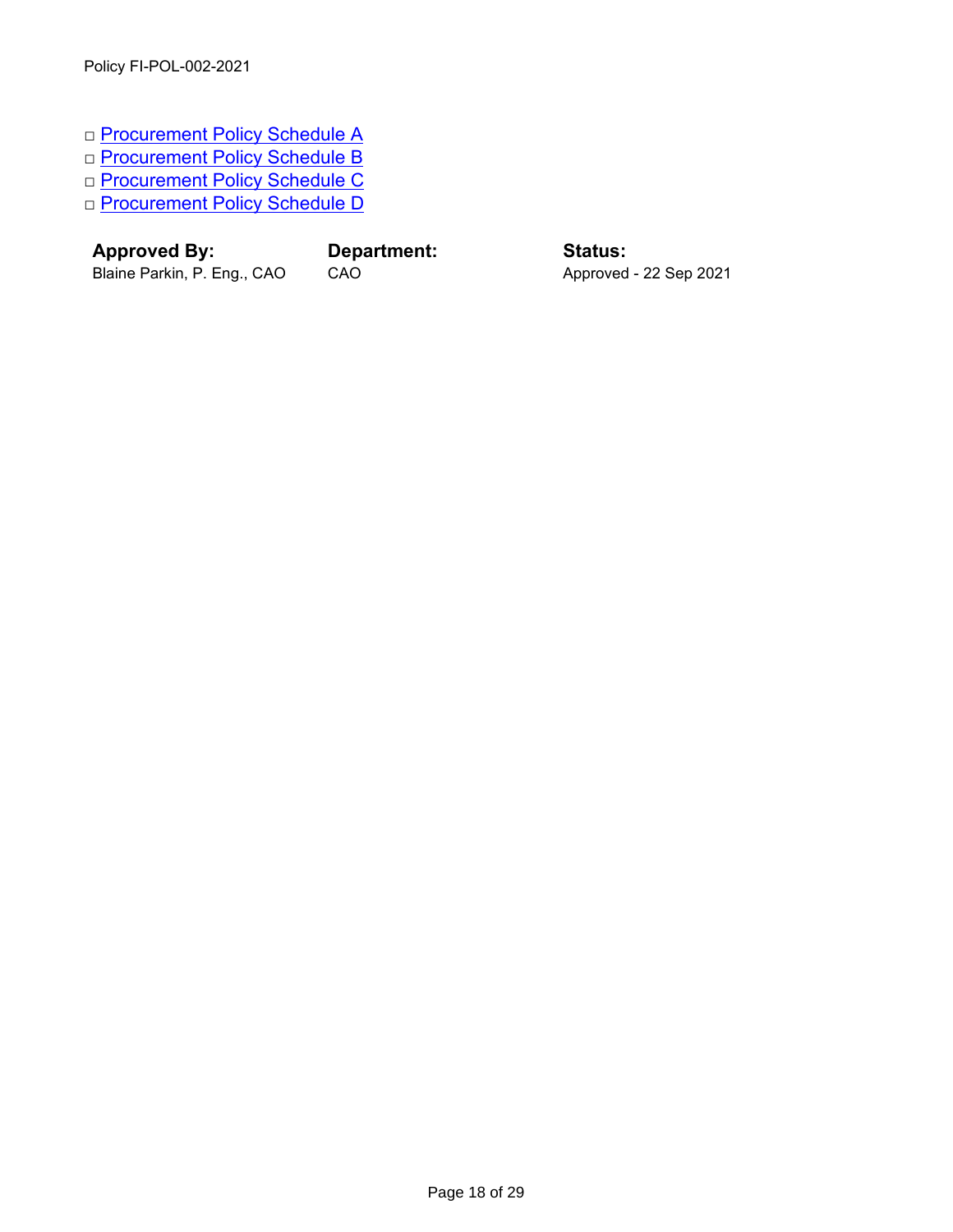□ Procurement Policy Schedule A
□ Procurement Policy Schedule B
□ Procurement Policy Schedule C
□ Procurement Policy Schedule D

| **Approved By:** | **Department:** | **Status:** |
|---|---|---|
| Blaine Parkin, P. Eng., CAO | CAO | Approved - 22 Sep 2021 |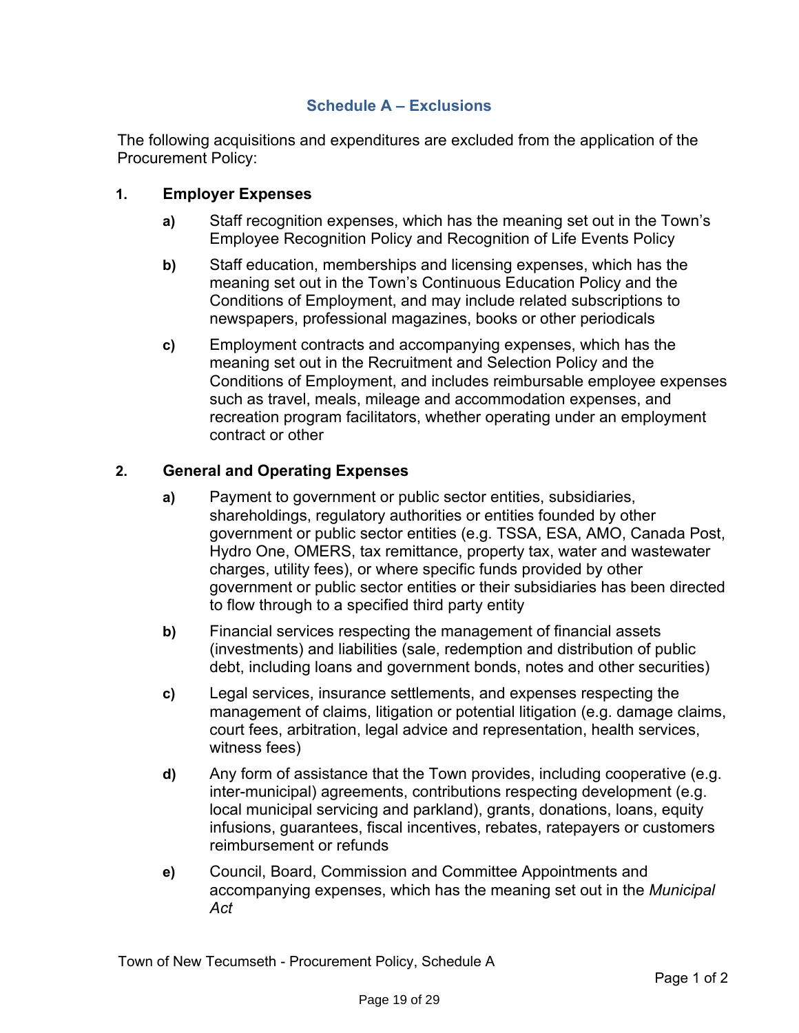## Schedule A – Exclusions

The following acquisitions and expenditures are excluded from the application of the Procurement Policy:

**1. Employer Expenses**

- **a)** Staff recognition expenses, which has the meaning set out in the Town's Employee Recognition Policy and Recognition of Life Events Policy
- **b)** Staff education, memberships and licensing expenses, which has the meaning set out in the Town's Continuous Education Policy and the Conditions of Employment, and may include related subscriptions to newspapers, professional magazines, books or other periodicals
- **c)** Employment contracts and accompanying expenses, which has the meaning set out in the Recruitment and Selection Policy and the Conditions of Employment, and includes reimbursable employee expenses such as travel, meals, mileage and accommodation expenses, and recreation program facilitators, whether operating under an employment contract or other

**2. General and Operating Expenses**

- **a)** Payment to government or public sector entities, subsidiaries, shareholdings, regulatory authorities or entities founded by other government or public sector entities (e.g. TSSA, ESA, AMO, Canada Post, Hydro One, OMERS, tax remittance, property tax, water and wastewater charges, utility fees), or where specific funds provided by other government or public sector entities or their subsidiaries has been directed to flow through to a specified third party entity
- **b)** Financial services respecting the management of financial assets (investments) and liabilities (sale, redemption and distribution of public debt, including loans and government bonds, notes and other securities)
- **c)** Legal services, insurance settlements, and expenses respecting the management of claims, litigation or potential litigation (e.g. damage claims, court fees, arbitration, legal advice and representation, health services, witness fees)
- **d)** Any form of assistance that the Town provides, including cooperative (e.g. inter-municipal) agreements, contributions respecting development (e.g. local municipal servicing and parkland), grants, donations, loans, equity infusions, guarantees, fiscal incentives, rebates, ratepayers or customers reimbursement or refunds
- **e)** Council, Board, Commission and Committee Appointments and accompanying expenses, which has the meaning set out in the *Municipal Act*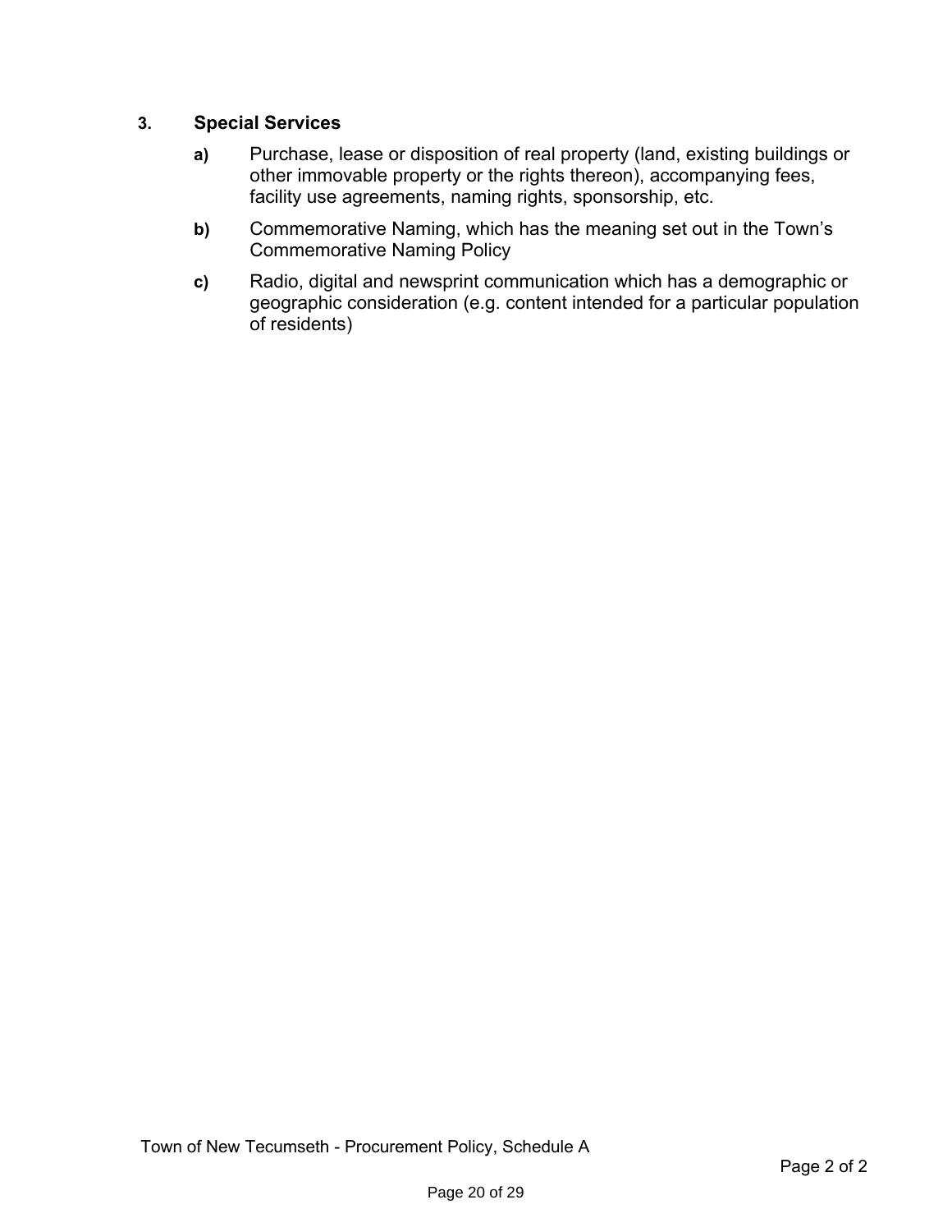## 3. Special Services

**a)** Purchase, lease or disposition of real property (land, existing buildings or other immovable property or the rights thereon), accompanying fees, facility use agreements, naming rights, sponsorship, etc.

**b)** Commemorative Naming, which has the meaning set out in the Town's Commemorative Naming Policy

**c)** Radio, digital and newsprint communication which has a demographic or geographic consideration (e.g. content intended for a particular population of residents)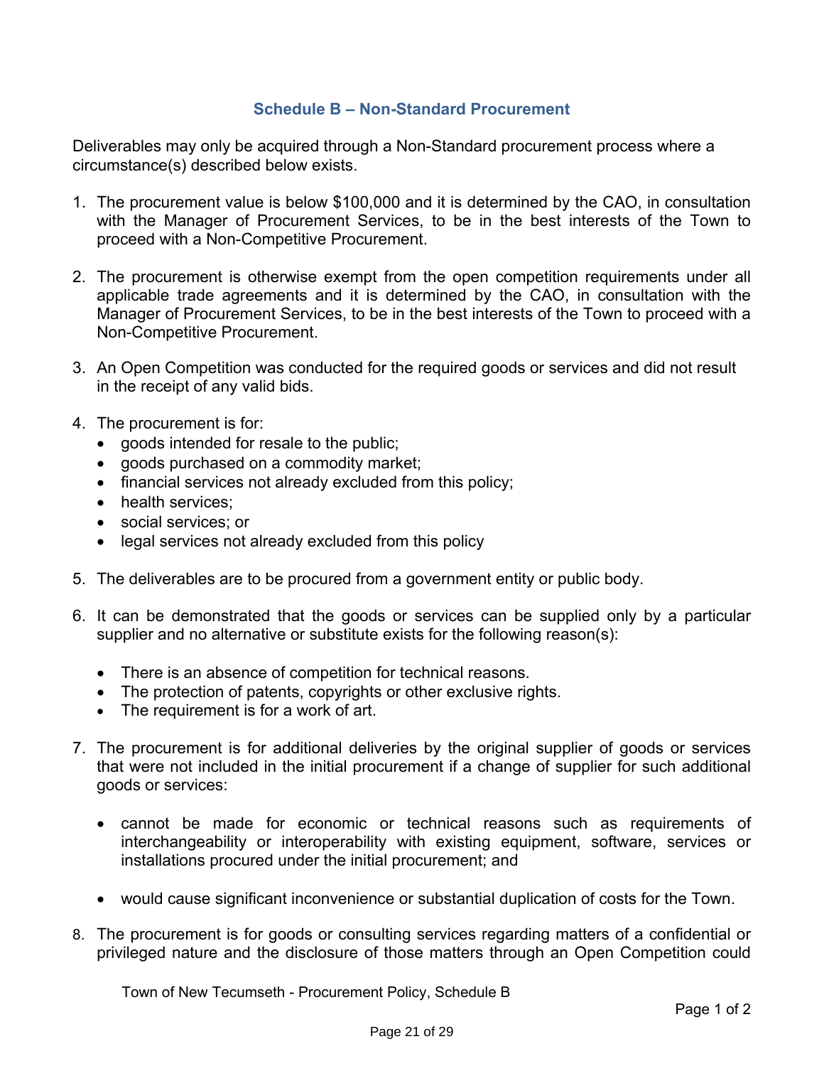## Schedule B – Non-Standard Procurement

Deliverables may only be acquired through a Non-Standard procurement process where a circumstance(s) described below exists.

1. The procurement value is below $100,000 and it is determined by the CAO, in consultation with the Manager of Procurement Services, to be in the best interests of the Town to proceed with a Non-Competitive Procurement.

2. The procurement is otherwise exempt from the open competition requirements under all applicable trade agreements and it is determined by the CAO, in consultation with the Manager of Procurement Services, to be in the best interests of the Town to proceed with a Non-Competitive Procurement.

3. An Open Competition was conducted for the required goods or services and did not result in the receipt of any valid bids.

4. The procurement is for:
   - goods intended for resale to the public;
   - goods purchased on a commodity market;
   - financial services not already excluded from this policy;
   - health services;
   - social services; or
   - legal services not already excluded from this policy

5. The deliverables are to be procured from a government entity or public body.

6. It can be demonstrated that the goods or services can be supplied only by a particular supplier and no alternative or substitute exists for the following reason(s):

   - There is an absence of competition for technical reasons.
   - The protection of patents, copyrights or other exclusive rights.
   - The requirement is for a work of art.

7. The procurement is for additional deliveries by the original supplier of goods or services that were not included in the initial procurement if a change of supplier for such additional goods or services:

   - cannot be made for economic or technical reasons such as requirements of interchangeability or interoperability with existing equipment, software, services or installations procured under the initial procurement; and

   - would cause significant inconvenience or substantial duplication of costs for the Town.

8. The procurement is for goods or consulting services regarding matters of a confidential or privileged nature and the disclosure of those matters through an Open Competition could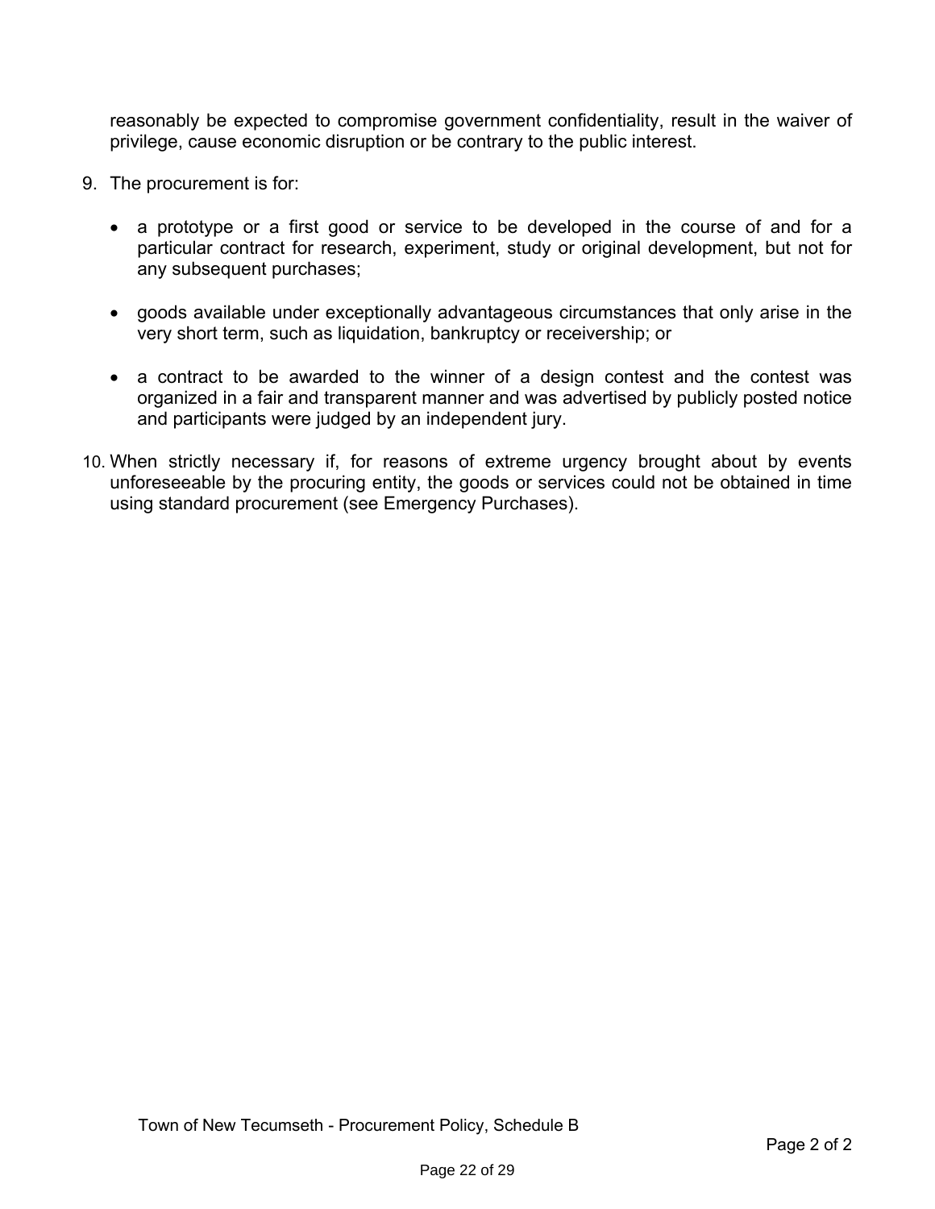reasonably be expected to compromise government confidentiality, result in the waiver of privilege, cause economic disruption or be contrary to the public interest.

9. The procurement is for:

   - a prototype or a first good or service to be developed in the course of and for a particular contract for research, experiment, study or original development, but not for any subsequent purchases;

   - goods available under exceptionally advantageous circumstances that only arise in the very short term, such as liquidation, bankruptcy or receivership; or

   - a contract to be awarded to the winner of a design contest and the contest was organized in a fair and transparent manner and was advertised by publicly posted notice and participants were judged by an independent jury.

10. When strictly necessary if, for reasons of extreme urgency brought about by events unforeseeable by the procuring entity, the goods or services could not be obtained in time using standard procurement (see Emergency Purchases).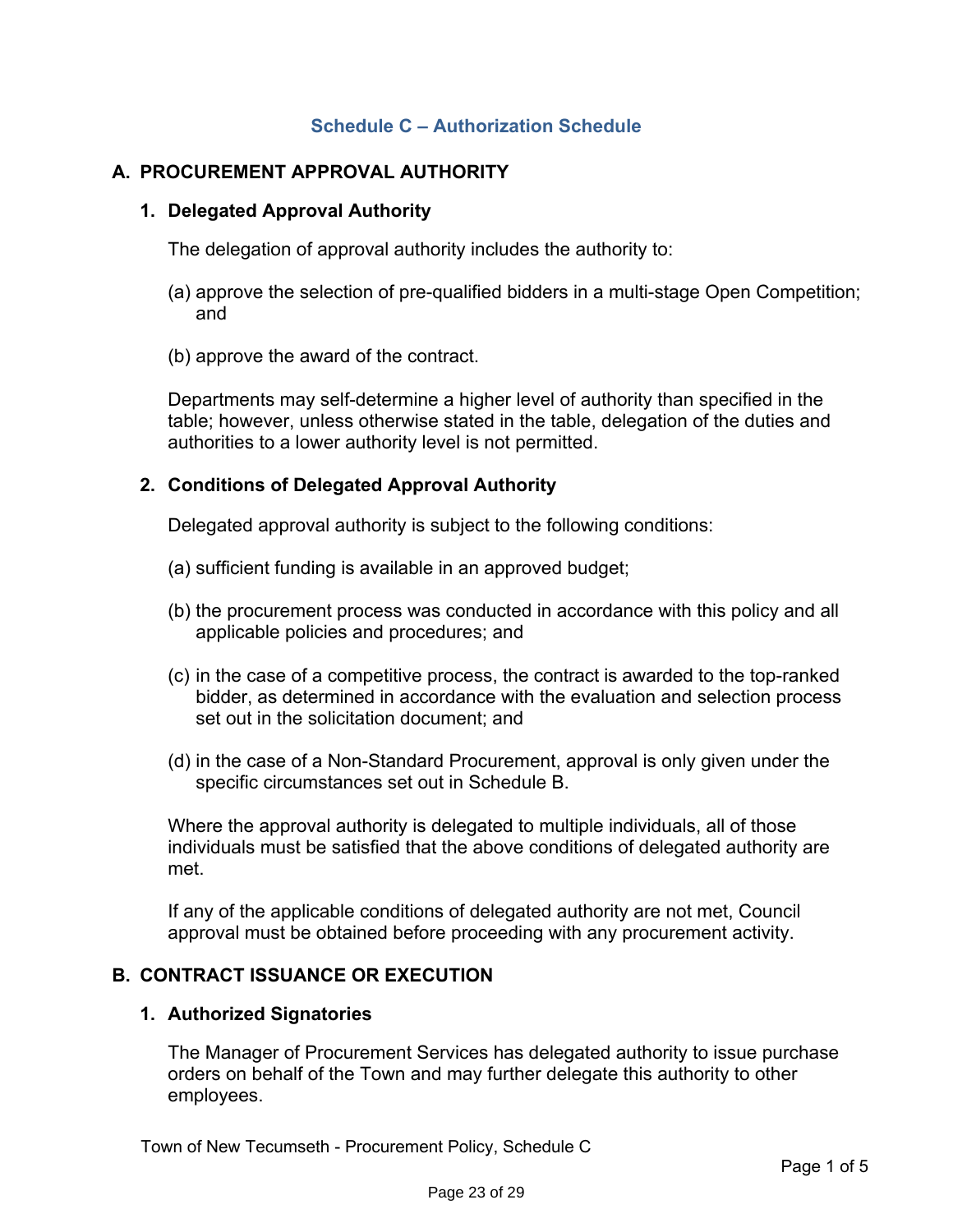# Schedule C – Authorization Schedule

## A. PROCUREMENT APPROVAL AUTHORITY

### 1. Delegated Approval Authority

The delegation of approval authority includes the authority to:

(a) approve the selection of pre-qualified bidders in a multi-stage Open Competition; and

(b) approve the award of the contract.

Departments may self-determine a higher level of authority than specified in the table; however, unless otherwise stated in the table, delegation of the duties and authorities to a lower authority level is not permitted.

### 2. Conditions of Delegated Approval Authority

Delegated approval authority is subject to the following conditions:

(a) sufficient funding is available in an approved budget;

(b) the procurement process was conducted in accordance with this policy and all applicable policies and procedures; and

(c) in the case of a competitive process, the contract is awarded to the top-ranked bidder, as determined in accordance with the evaluation and selection process set out in the solicitation document; and

(d) in the case of a Non-Standard Procurement, approval is only given under the specific circumstances set out in Schedule B.

Where the approval authority is delegated to multiple individuals, all of those individuals must be satisfied that the above conditions of delegated authority are met.

If any of the applicable conditions of delegated authority are not met, Council approval must be obtained before proceeding with any procurement activity.

## B. CONTRACT ISSUANCE OR EXECUTION

### 1. Authorized Signatories

The Manager of Procurement Services has delegated authority to issue purchase orders on behalf of the Town and may further delegate this authority to other employees.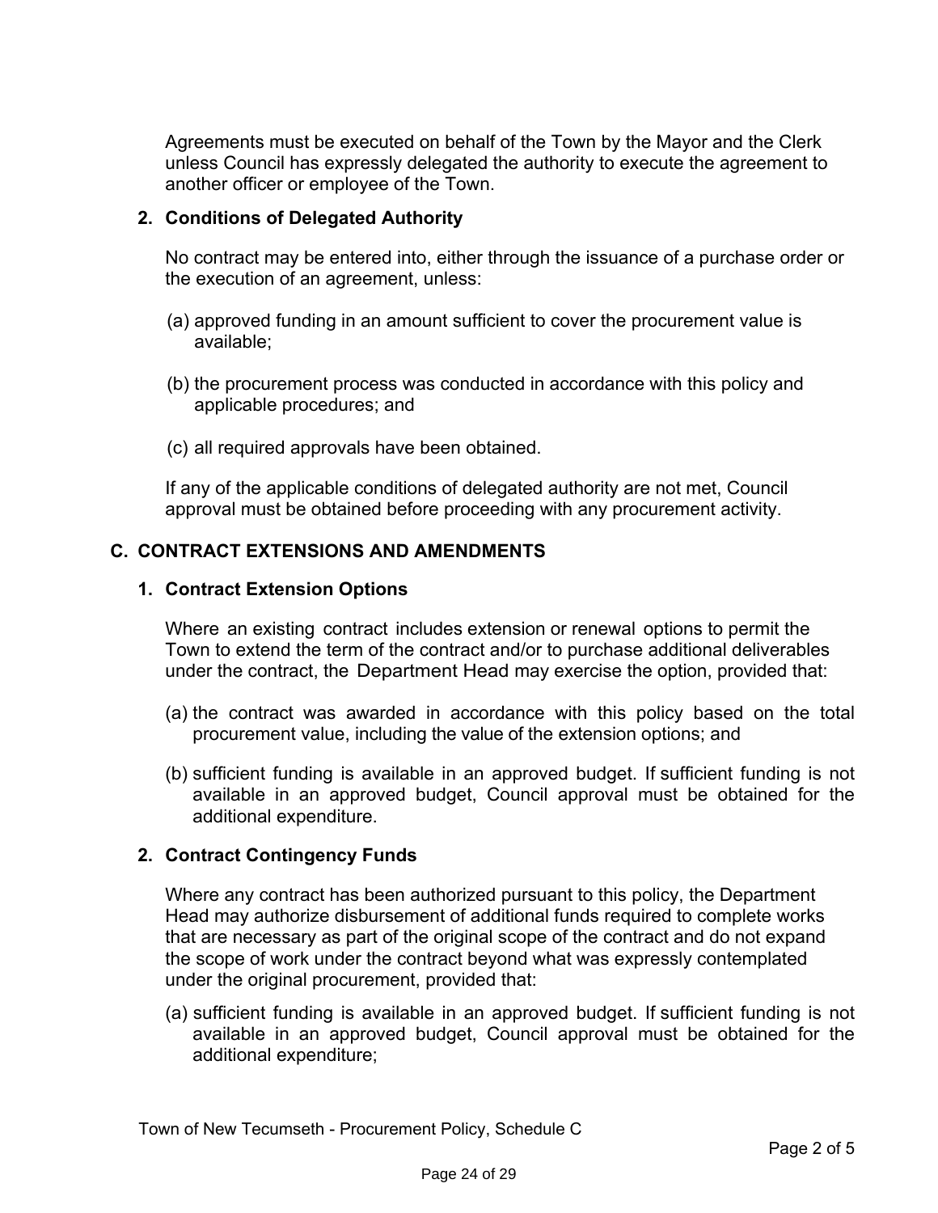Agreements must be executed on behalf of the Town by the Mayor and the Clerk unless Council has expressly delegated the authority to execute the agreement to another officer or employee of the Town.

### 2. Conditions of Delegated Authority

No contract may be entered into, either through the issuance of a purchase order or the execution of an agreement, unless:

(a) approved funding in an amount sufficient to cover the procurement value is available;

(b) the procurement process was conducted in accordance with this policy and applicable procedures; and

(c) all required approvals have been obtained.

If any of the applicable conditions of delegated authority are not met, Council approval must be obtained before proceeding with any procurement activity.

## C. CONTRACT EXTENSIONS AND AMENDMENTS

### 1. Contract Extension Options

Where an existing contract includes extension or renewal options to permit the Town to extend the term of the contract and/or to purchase additional deliverables under the contract, the Department Head may exercise the option, provided that:

(a) the contract was awarded in accordance with this policy based on the total procurement value, including the value of the extension options; and

(b) sufficient funding is available in an approved budget. If sufficient funding is not available in an approved budget, Council approval must be obtained for the additional expenditure.

### 2. Contract Contingency Funds

Where any contract has been authorized pursuant to this policy, the Department Head may authorize disbursement of additional funds required to complete works that are necessary as part of the original scope of the contract and do not expand the scope of work under the contract beyond what was expressly contemplated under the original procurement, provided that:

(a) sufficient funding is available in an approved budget. If sufficient funding is not available in an approved budget, Council approval must be obtained for the additional expenditure;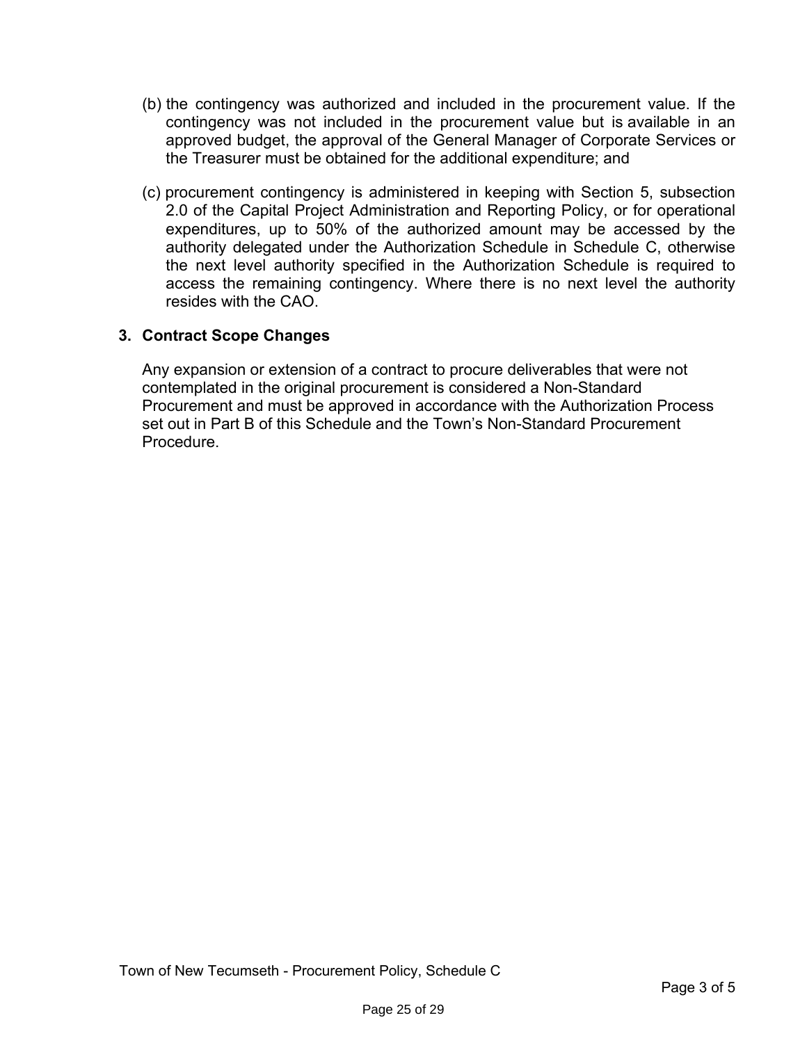(b) the contingency was authorized and included in the procurement value. If the contingency was not included in the procurement value but is available in an approved budget, the approval of the General Manager of Corporate Services or the Treasurer must be obtained for the additional expenditure; and

(c) procurement contingency is administered in keeping with Section 5, subsection 2.0 of the Capital Project Administration and Reporting Policy, or for operational expenditures, up to 50% of the authorized amount may be accessed by the authority delegated under the Authorization Schedule in Schedule C, otherwise the next level authority specified in the Authorization Schedule is required to access the remaining contingency. Where there is no next level the authority resides with the CAO.

### 3. Contract Scope Changes

Any expansion or extension of a contract to procure deliverables that were not contemplated in the original procurement is considered a Non-Standard Procurement and must be approved in accordance with the Authorization Process set out in Part B of this Schedule and the Town's Non-Standard Procurement Procedure.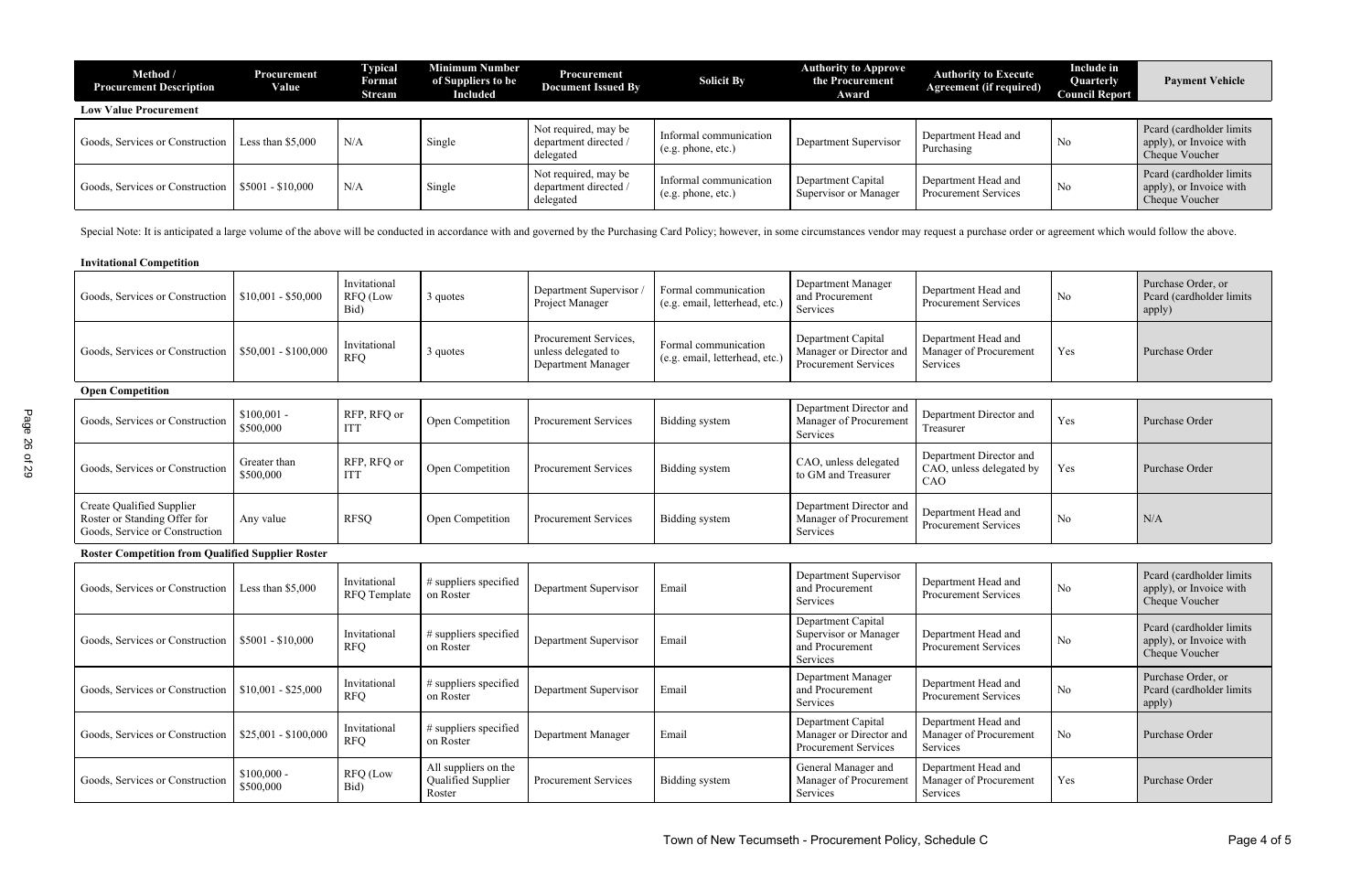| Method / Procurement Description | Procurement Value | Typical Format Stream | Minimum Number of Suppliers to be Included | Procurement Document Issued By | Solicit By | Authority to Approve the Procurement Award | Authority to Execute Agreement (if required) | Include in Quarterly Council Report | Payment Vehicle |
|---|---|---|---|---|---|---|---|---|---|
| **Low Value Procurement** | | | | | | | | | |
| Goods, Services or Construction | Less than $5,000 | N/A | Single | Not required, may be department directed / delegated | Informal communication (e.g. phone, etc.) | Department Supervisor | Department Head and Purchasing | No | Pcard (cardholder limits apply), or Invoice with Cheque Voucher |
| Goods, Services or Construction | $5001 - $10,000 | N/A | Single | Not required, may be department directed / delegated | Informal communication (e.g. phone, etc.) | Department Capital Supervisor or Manager | Department Head and Procurement Services | No | Pcard (cardholder limits apply), or Invoice with Cheque Voucher |

Special Note: It is anticipated a large volume of the above will be conducted in accordance with and governed by the Purchasing Card Policy; however, in some circumstances vendor may request a purchase order or agreement which would follow the above.

| Method / Procurement Description | Procurement Value | Typical Format Stream | Minimum Number of Suppliers to be Included | Procurement Document Issued By | Solicit By | Authority to Approve the Procurement Award | Authority to Execute Agreement (if required) | Include in Quarterly Council Report | Payment Vehicle |
|---|---|---|---|---|---|---|---|---|---|
| **Invitational Competition** | | | | | | | | | |
| Goods, Services or Construction | $10,001 - $50,000 | Invitational RFQ (Low Bid) | 3 quotes | Department Supervisor / Project Manager | Formal communication (e.g. email, letterhead, etc.) | Department Manager and Procurement Services | Department Head and Procurement Services | No | Purchase Order, or Pcard (cardholder limits apply) |
| Goods, Services or Construction | $50,001 - $100,000 | Invitational RFQ | 3 quotes | Procurement Services, unless delegated to Department Manager | Formal communication (e.g. email, letterhead, etc.) | Department Capital Manager or Director and Procurement Services | Department Head and Manager of Procurement Services | Yes | Purchase Order |
| **Open Competition** | | | | | | | | | |
| Goods, Services or Construction | $100,001 - $500,000 | RFP, RFQ or ITT | Open Competition | Procurement Services | Bidding system | Department Director and Manager of Procurement Services | Department Director and Treasurer | Yes | Purchase Order |
| Goods, Services or Construction | Greater than $500,000 | RFP, RFQ or ITT | Open Competition | Procurement Services | Bidding system | CAO, unless delegated to GM and Treasurer | Department Director and CAO, unless delegated by CAO | Yes | Purchase Order |
| Create Qualified Supplier Roster or Standing Offer for Goods, Service or Construction | Any value | RFSQ | Open Competition | Procurement Services | Bidding system | Department Director and Manager of Procurement Services | Department Head and Procurement Services | No | N/A |
| **Roster Competition from Qualified Supplier Roster** | | | | | | | | | |
| Goods, Services or Construction | Less than $5,000 | Invitational RFQ Template | # suppliers specified on Roster | Department Supervisor | Email | Department Supervisor and Procurement Services | Department Head and Procurement Services | No | Pcard (cardholder limits apply), or Invoice with Cheque Voucher |
| Goods, Services or Construction | $5001 - $10,000 | Invitational RFQ | # suppliers specified on Roster | Department Supervisor | Email | Department Capital Supervisor or Manager and Procurement Services | Department Head and Procurement Services | No | Pcard (cardholder limits apply), or Invoice with Cheque Voucher |
| Goods, Services or Construction | $10,001 - $25,000 | Invitational RFQ | # suppliers specified on Roster | Department Supervisor | Email | Department Manager and Procurement Services | Department Head and Procurement Services | No | Purchase Order, or Pcard (cardholder limits apply) |
| Goods, Services or Construction | $25,001 - $100,000 | Invitational RFQ | # suppliers specified on Roster | Department Manager | Email | Department Capital Manager or Director and Procurement Services | Department Head and Manager of Procurement Services | No | Purchase Order |
| Goods, Services or Construction | $100,000 - $500,000 | RFQ (Low Bid) | All suppliers on the Qualified Supplier Roster | Procurement Services | Bidding system | General Manager and Manager of Procurement Services | Department Head and Manager of Procurement Services | Yes | Purchase Order |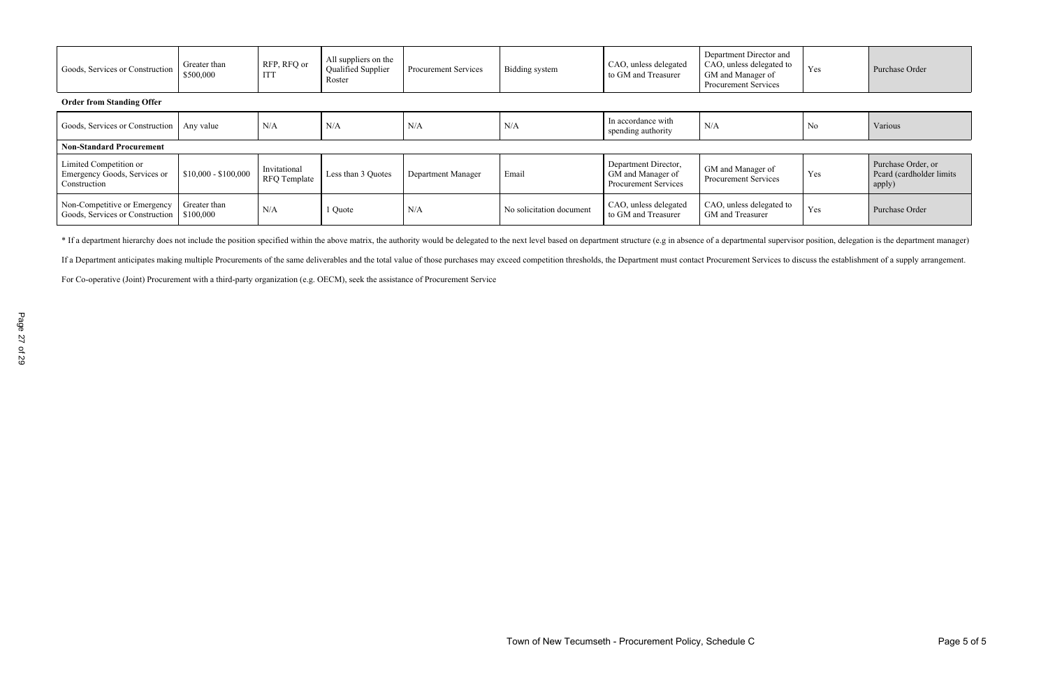| | | | | | | | | | |
|---|---|---|---|---|---|---|---|---|---|
| Goods, Services or Construction | Greater than $500,000 | RFP, RFQ or ITT | All suppliers on the Qualified Supplier Roster | Procurement Services | Bidding system | CAO, unless delegated to GM and Treasurer | Department Director and CAO, unless delegated to GM and Manager of Procurement Services | Yes | Purchase Order |
| **Order from Standing Offer** | | | | | | | | | |
| Goods, Services or Construction | Any value | N/A | N/A | N/A | N/A | In accordance with spending authority | N/A | No | Various |
| **Non-Standard Procurement** | | | | | | | | | |
| Limited Competition or Emergency Goods, Services or Construction | $10,000 - $100,000 | Invitational RFQ Template | Less than 3 Quotes | Department Manager | Email | Department Director, GM and Manager of Procurement Services | GM and Manager of Procurement Services | Yes | Purchase Order, or Pcard (cardholder limits apply) |
| Non-Competitive or Emergency Goods, Services or Construction | Greater than $100,000 | N/A | 1 Quote | N/A | No solicitation document | CAO, unless delegated to GM and Treasurer | CAO, unless delegated to GM and Treasurer | Yes | Purchase Order |

* If a department hierarchy does not include the position specified within the above matrix, the authority would be delegated to the next level based on department structure (e.g in absence of a departmental supervisor position, delegation is the department manager)

If a Department anticipates making multiple Procurements of the same deliverables and the total value of those purchases may exceed competition thresholds, the Department must contact Procurement Services to discuss the establishment of a supply arrangement.

For Co-operative (Joint) Procurement with a third-party organization (e.g. OECM), seek the assistance of Procurement Service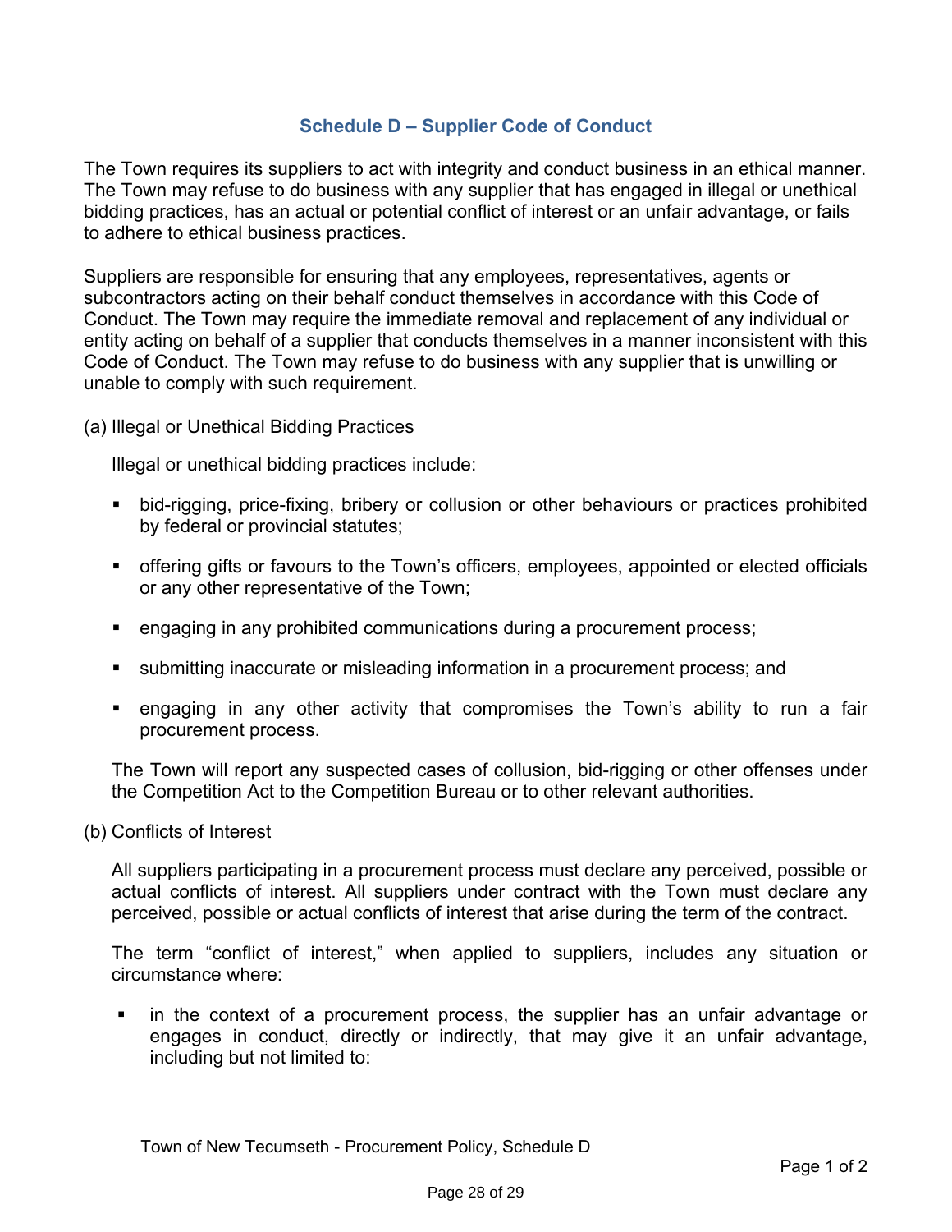## Schedule D – Supplier Code of Conduct

The Town requires its suppliers to act with integrity and conduct business in an ethical manner. The Town may refuse to do business with any supplier that has engaged in illegal or unethical bidding practices, has an actual or potential conflict of interest or an unfair advantage, or fails to adhere to ethical business practices.

Suppliers are responsible for ensuring that any employees, representatives, agents or subcontractors acting on their behalf conduct themselves in accordance with this Code of Conduct. The Town may require the immediate removal and replacement of any individual or entity acting on behalf of a supplier that conducts themselves in a manner inconsistent with this Code of Conduct. The Town may refuse to do business with any supplier that is unwilling or unable to comply with such requirement.

(a) Illegal or Unethical Bidding Practices

Illegal or unethical bidding practices include:

- bid-rigging, price-fixing, bribery or collusion or other behaviours or practices prohibited by federal or provincial statutes;
- offering gifts or favours to the Town's officers, employees, appointed or elected officials or any other representative of the Town;
- engaging in any prohibited communications during a procurement process;
- submitting inaccurate or misleading information in a procurement process; and
- engaging in any other activity that compromises the Town's ability to run a fair procurement process.

The Town will report any suspected cases of collusion, bid-rigging or other offenses under the Competition Act to the Competition Bureau or to other relevant authorities.

(b) Conflicts of Interest

All suppliers participating in a procurement process must declare any perceived, possible or actual conflicts of interest. All suppliers under contract with the Town must declare any perceived, possible or actual conflicts of interest that arise during the term of the contract.

The term "conflict of interest," when applied to suppliers, includes any situation or circumstance where:

- in the context of a procurement process, the supplier has an unfair advantage or engages in conduct, directly or indirectly, that may give it an unfair advantage, including but not limited to: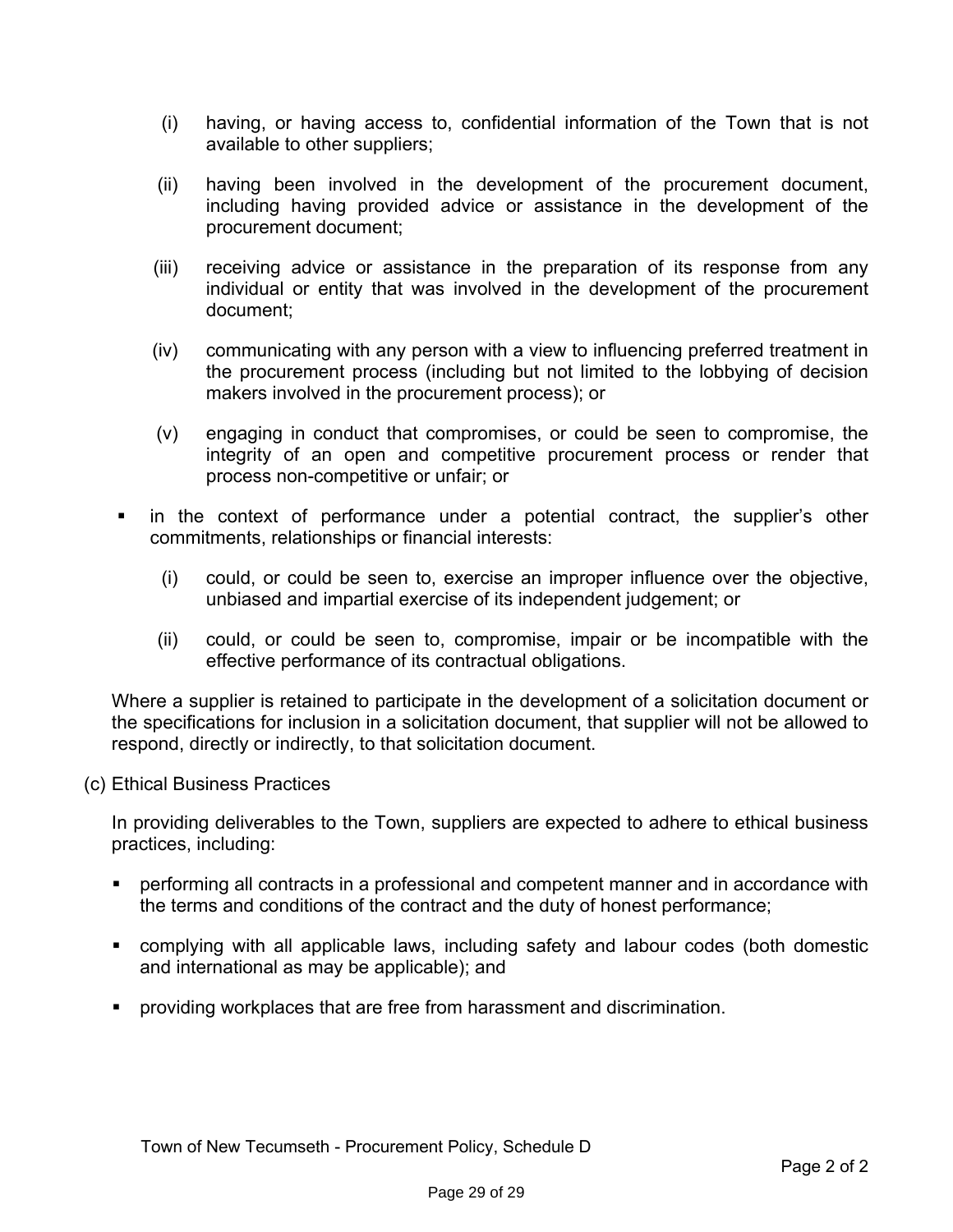(i) having, or having access to, confidential information of the Town that is not available to other suppliers;

(ii) having been involved in the development of the procurement document, including having provided advice or assistance in the development of the procurement document;

(iii) receiving advice or assistance in the preparation of its response from any individual or entity that was involved in the development of the procurement document;

(iv) communicating with any person with a view to influencing preferred treatment in the procurement process (including but not limited to the lobbying of decision makers involved in the procurement process); or

(v) engaging in conduct that compromises, or could be seen to compromise, the integrity of an open and competitive procurement process or render that process non-competitive or unfair; or

- in the context of performance under a potential contract, the supplier's other commitments, relationships or financial interests:

  (i) could, or could be seen to, exercise an improper influence over the objective, unbiased and impartial exercise of its independent judgement; or

  (ii) could, or could be seen to, compromise, impair or be incompatible with the effective performance of its contractual obligations.

Where a supplier is retained to participate in the development of a solicitation document or the specifications for inclusion in a solicitation document, that supplier will not be allowed to respond, directly or indirectly, to that solicitation document.

(c) Ethical Business Practices

In providing deliverables to the Town, suppliers are expected to adhere to ethical business practices, including:

- performing all contracts in a professional and competent manner and in accordance with the terms and conditions of the contract and the duty of honest performance;
- complying with all applicable laws, including safety and labour codes (both domestic and international as may be applicable); and
- providing workplaces that are free from harassment and discrimination.